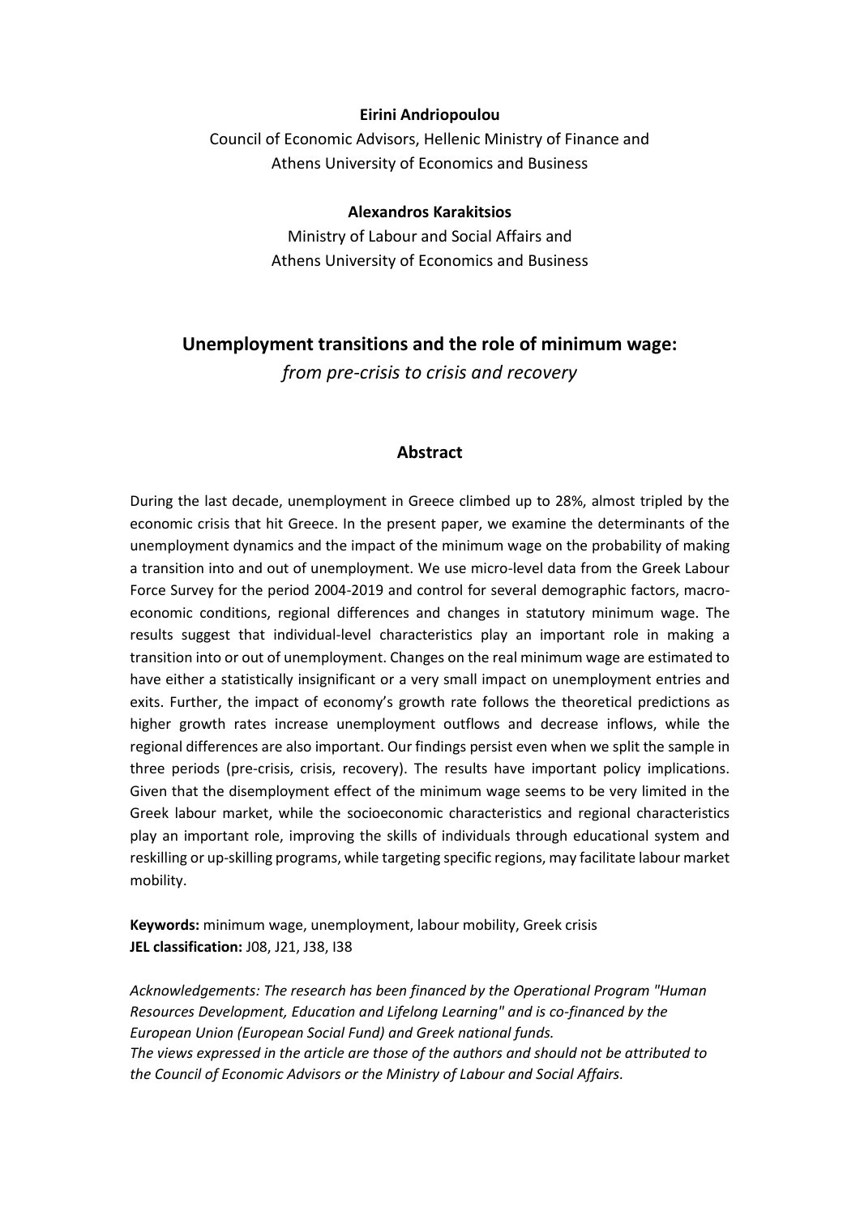**Eirini Andriopoulou**

Council of Economic Advisors, Hellenic Ministry of Finance and
Athens University of Economics and Business

**Alexandros Karakitsios**

Ministry of Labour and Social Affairs and
Athens University of Economics and Business

# Unemployment transitions and the role of minimum wage:
*from pre-crisis to crisis and recovery*

## Abstract

During the last decade, unemployment in Greece climbed up to 28%, almost tripled by the economic crisis that hit Greece. In the present paper, we examine the determinants of the unemployment dynamics and the impact of the minimum wage on the probability of making a transition into and out of unemployment. We use micro-level data from the Greek Labour Force Survey for the period 2004-2019 and control for several demographic factors, macro-economic conditions, regional differences and changes in statutory minimum wage. The results suggest that individual-level characteristics play an important role in making a transition into or out of unemployment. Changes on the real minimum wage are estimated to have either a statistically insignificant or a very small impact on unemployment entries and exits. Further, the impact of economy's growth rate follows the theoretical predictions as higher growth rates increase unemployment outflows and decrease inflows, while the regional differences are also important. Our findings persist even when we split the sample in three periods (pre-crisis, crisis, recovery). The results have important policy implications. Given that the disemployment effect of the minimum wage seems to be very limited in the Greek labour market, while the socioeconomic characteristics and regional characteristics play an important role, improving the skills of individuals through educational system and reskilling or up-skilling programs, while targeting specific regions, may facilitate labour market mobility.

**Keywords:** minimum wage, unemployment, labour mobility, Greek crisis
**JEL classification:** J08, J21, J38, I38

*Acknowledgements: The research has been financed by the Operational Program "Human Resources Development, Education and Lifelong Learning" and is co-financed by the European Union (European Social Fund) and Greek national funds.*
*The views expressed in the article are those of the authors and should not be attributed to the Council of Economic Advisors or the Ministry of Labour and Social Affairs.*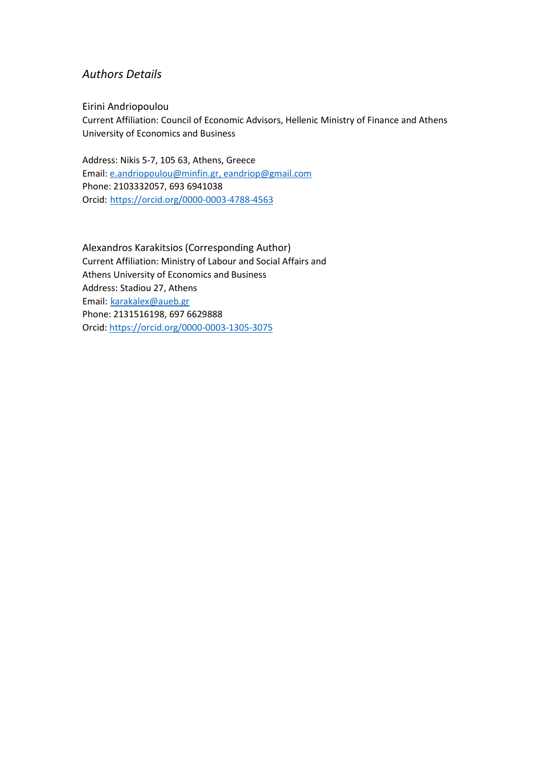## *Authors Details*

Eirini Andriopoulou
Current Affiliation: Council of Economic Advisors, Hellenic Ministry of Finance and Athens University of Economics and Business

Address: Nikis 5-7, 105 63, Athens, Greece
Email: e.andriopoulou@minfin.gr, eandriop@gmail.com
Phone: 2103332057, 693 6941038
Orcid: https://orcid.org/0000-0003-4788-4563

Alexandros Karakitsios (Corresponding Author)
Current Affiliation: Ministry of Labour and Social Affairs and Athens University of Economics and Business
Address: Stadiou 27, Athens
Email: karakalex@aueb.gr
Phone: 2131516198, 697 6629888
Orcid: https://orcid.org/0000-0003-1305-3075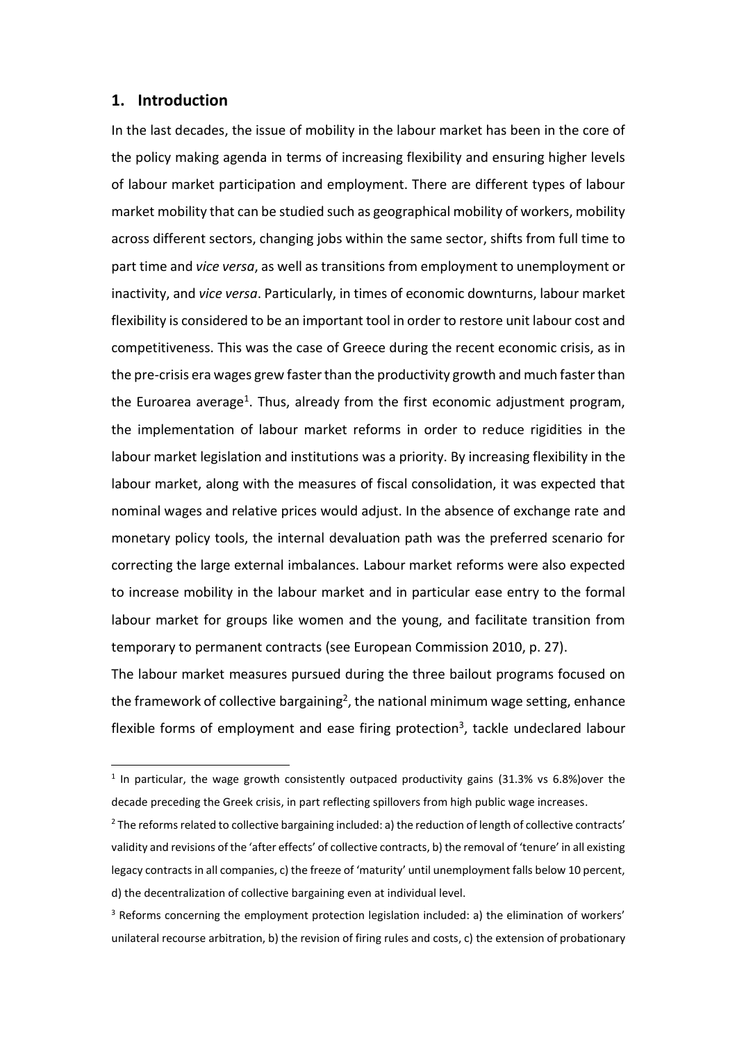## 1. Introduction

In the last decades, the issue of mobility in the labour market has been in the core of the policy making agenda in terms of increasing flexibility and ensuring higher levels of labour market participation and employment. There are different types of labour market mobility that can be studied such as geographical mobility of workers, mobility across different sectors, changing jobs within the same sector, shifts from full time to part time and *vice versa*, as well as transitions from employment to unemployment or inactivity, and *vice versa*. Particularly, in times of economic downturns, labour market flexibility is considered to be an important tool in order to restore unit labour cost and competitiveness. This was the case of Greece during the recent economic crisis, as in the pre-crisis era wages grew faster than the productivity growth and much faster than the Euroarea average[1]. Thus, already from the first economic adjustment program, the implementation of labour market reforms in order to reduce rigidities in the labour market legislation and institutions was a priority. By increasing flexibility in the labour market, along with the measures of fiscal consolidation, it was expected that nominal wages and relative prices would adjust. In the absence of exchange rate and monetary policy tools, the internal devaluation path was the preferred scenario for correcting the large external imbalances. Labour market reforms were also expected to increase mobility in the labour market and in particular ease entry to the formal labour market for groups like women and the young, and facilitate transition from temporary to permanent contracts (see European Commission 2010, p. 27).

The labour market measures pursued during the three bailout programs focused on the framework of collective bargaining[2], the national minimum wage setting, enhance flexible forms of employment and ease firing protection[3], tackle undeclared labour

---

[1] In particular, the wage growth consistently outpaced productivity gains (31.3% vs 6.8%)over the decade preceding the Greek crisis, in part reflecting spillovers from high public wage increases.

[2] The reforms related to collective bargaining included: a) the reduction of length of collective contracts' validity and revisions of the 'after effects' of collective contracts, b) the removal of 'tenure' in all existing legacy contracts in all companies, c) the freeze of 'maturity' until unemployment falls below 10 percent, d) the decentralization of collective bargaining even at individual level.

[3] Reforms concerning the employment protection legislation included: a) the elimination of workers' unilateral recourse arbitration, b) the revision of firing rules and costs, c) the extension of probationary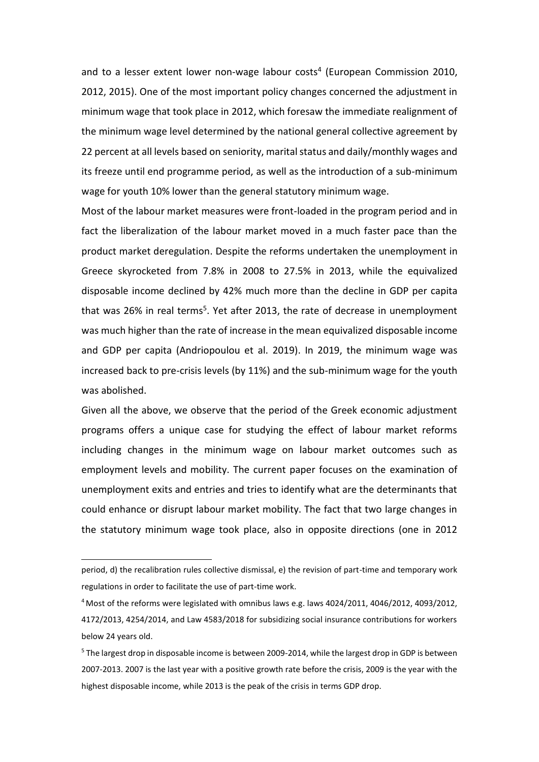and to a lesser extent lower non-wage labour costs[4] (European Commission 2010, 2012, 2015). One of the most important policy changes concerned the adjustment in minimum wage that took place in 2012, which foresaw the immediate realignment of the minimum wage level determined by the national general collective agreement by 22 percent at all levels based on seniority, marital status and daily/monthly wages and its freeze until end programme period, as well as the introduction of a sub-minimum wage for youth 10% lower than the general statutory minimum wage.

Most of the labour market measures were front-loaded in the program period and in fact the liberalization of the labour market moved in a much faster pace than the product market deregulation. Despite the reforms undertaken the unemployment in Greece skyrocketed from 7.8% in 2008 to 27.5% in 2013, while the equivalized disposable income declined by 42% much more than the decline in GDP per capita that was 26% in real terms[5]. Yet after 2013, the rate of decrease in unemployment was much higher than the rate of increase in the mean equivalized disposable income and GDP per capita (Andriopoulou et al. 2019). In 2019, the minimum wage was increased back to pre-crisis levels (by 11%) and the sub-minimum wage for the youth was abolished.

Given all the above, we observe that the period of the Greek economic adjustment programs offers a unique case for studying the effect of labour market reforms including changes in the minimum wage on labour market outcomes such as employment levels and mobility. The current paper focuses on the examination of unemployment exits and entries and tries to identify what are the determinants that could enhance or disrupt labour market mobility. The fact that two large changes in the statutory minimum wage took place, also in opposite directions (one in 2012

---

period, d) the recalibration rules collective dismissal, e) the revision of part-time and temporary work regulations in order to facilitate the use of part-time work.

[4] Most of the reforms were legislated with omnibus laws e.g. laws 4024/2011, 4046/2012, 4093/2012, 4172/2013, 4254/2014, and Law 4583/2018 for subsidizing social insurance contributions for workers below 24 years old.

[5] The largest drop in disposable income is between 2009-2014, while the largest drop in GDP is between 2007-2013. 2007 is the last year with a positive growth rate before the crisis, 2009 is the year with the highest disposable income, while 2013 is the peak of the crisis in terms GDP drop.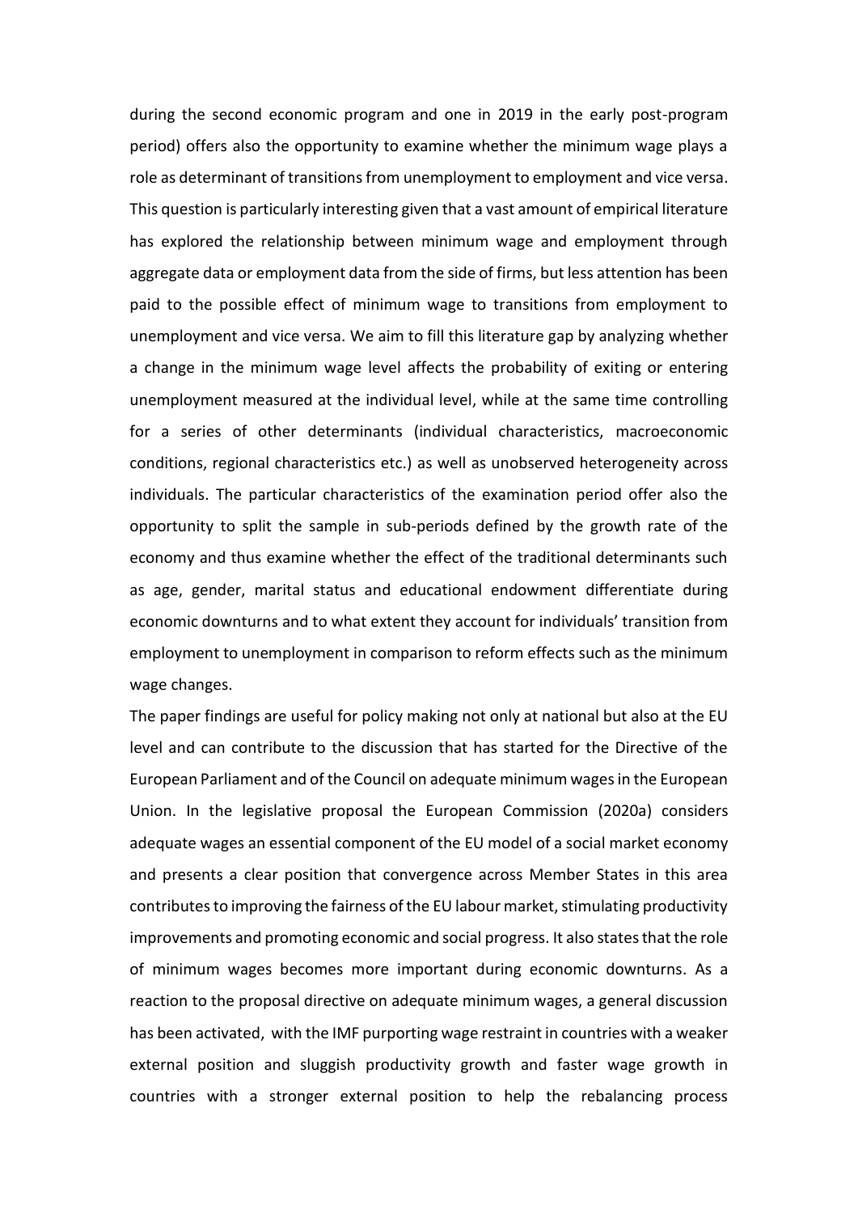during the second economic program and one in 2019 in the early post-program period) offers also the opportunity to examine whether the minimum wage plays a role as determinant of transitions from unemployment to employment and vice versa. This question is particularly interesting given that a vast amount of empirical literature has explored the relationship between minimum wage and employment through aggregate data or employment data from the side of firms, but less attention has been paid to the possible effect of minimum wage to transitions from employment to unemployment and vice versa. We aim to fill this literature gap by analyzing whether a change in the minimum wage level affects the probability of exiting or entering unemployment measured at the individual level, while at the same time controlling for a series of other determinants (individual characteristics, macroeconomic conditions, regional characteristics etc.) as well as unobserved heterogeneity across individuals. The particular characteristics of the examination period offer also the opportunity to split the sample in sub-periods defined by the growth rate of the economy and thus examine whether the effect of the traditional determinants such as age, gender, marital status and educational endowment differentiate during economic downturns and to what extent they account for individuals' transition from employment to unemployment in comparison to reform effects such as the minimum wage changes.

The paper findings are useful for policy making not only at national but also at the EU level and can contribute to the discussion that has started for the Directive of the European Parliament and of the Council on adequate minimum wages in the European Union. In the legislative proposal the European Commission (2020a) considers adequate wages an essential component of the EU model of a social market economy and presents a clear position that convergence across Member States in this area contributes to improving the fairness of the EU labour market, stimulating productivity improvements and promoting economic and social progress. It also states that the role of minimum wages becomes more important during economic downturns. As a reaction to the proposal directive on adequate minimum wages, a general discussion has been activated, with the IMF purporting wage restraint in countries with a weaker external position and sluggish productivity growth and faster wage growth in countries with a stronger external position to help the rebalancing process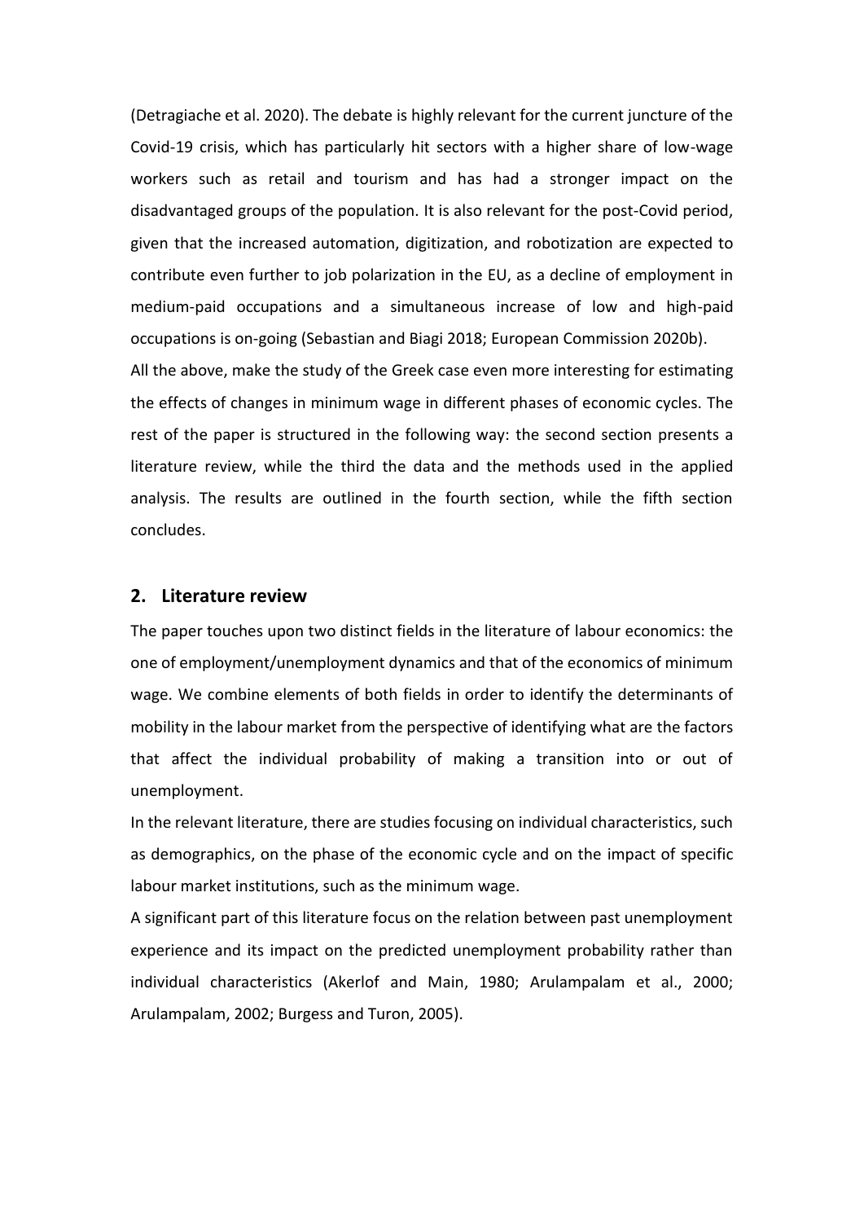(Detragiache et al. 2020). The debate is highly relevant for the current juncture of the Covid-19 crisis, which has particularly hit sectors with a higher share of low-wage workers such as retail and tourism and has had a stronger impact on the disadvantaged groups of the population. It is also relevant for the post-Covid period, given that the increased automation, digitization, and robotization are expected to contribute even further to job polarization in the EU, as a decline of employment in medium-paid occupations and a simultaneous increase of low and high-paid occupations is on-going (Sebastian and Biagi 2018; European Commission 2020b).

All the above, make the study of the Greek case even more interesting for estimating the effects of changes in minimum wage in different phases of economic cycles. The rest of the paper is structured in the following way: the second section presents a literature review, while the third the data and the methods used in the applied analysis. The results are outlined in the fourth section, while the fifth section concludes.

## 2. Literature review

The paper touches upon two distinct fields in the literature of labour economics: the one of employment/unemployment dynamics and that of the economics of minimum wage. We combine elements of both fields in order to identify the determinants of mobility in the labour market from the perspective of identifying what are the factors that affect the individual probability of making a transition into or out of unemployment.

In the relevant literature, there are studies focusing on individual characteristics, such as demographics, on the phase of the economic cycle and on the impact of specific labour market institutions, such as the minimum wage.

A significant part of this literature focus on the relation between past unemployment experience and its impact on the predicted unemployment probability rather than individual characteristics (Akerlof and Main, 1980; Arulampalam et al., 2000; Arulampalam, 2002; Burgess and Turon, 2005).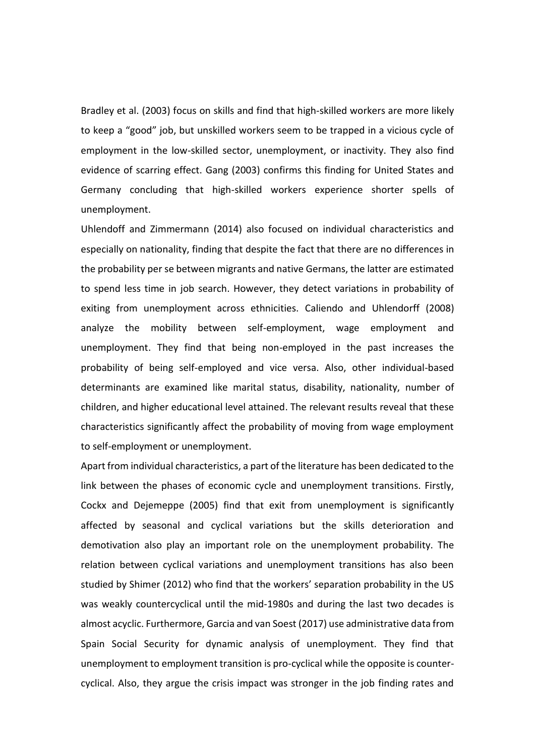Bradley et al. (2003) focus on skills and find that high-skilled workers are more likely to keep a "good" job, but unskilled workers seem to be trapped in a vicious cycle of employment in the low-skilled sector, unemployment, or inactivity. They also find evidence of scarring effect. Gang (2003) confirms this finding for United States and Germany concluding that high-skilled workers experience shorter spells of unemployment.

Uhlendoff and Zimmermann (2014) also focused on individual characteristics and especially on nationality, finding that despite the fact that there are no differences in the probability per se between migrants and native Germans, the latter are estimated to spend less time in job search. However, they detect variations in probability of exiting from unemployment across ethnicities. Caliendo and Uhlendorff (2008) analyze the mobility between self-employment, wage employment and unemployment. They find that being non-employed in the past increases the probability of being self-employed and vice versa. Also, other individual-based determinants are examined like marital status, disability, nationality, number of children, and higher educational level attained. The relevant results reveal that these characteristics significantly affect the probability of moving from wage employment to self-employment or unemployment.

Apart from individual characteristics, a part of the literature has been dedicated to the link between the phases of economic cycle and unemployment transitions. Firstly, Cockx and Dejemeppe (2005) find that exit from unemployment is significantly affected by seasonal and cyclical variations but the skills deterioration and demotivation also play an important role on the unemployment probability. The relation between cyclical variations and unemployment transitions has also been studied by Shimer (2012) who find that the workers' separation probability in the US was weakly countercyclical until the mid-1980s and during the last two decades is almost acyclic. Furthermore, Garcia and van Soest (2017) use administrative data from Spain Social Security for dynamic analysis of unemployment. They find that unemployment to employment transition is pro-cyclical while the opposite is counter-cyclical. Also, they argue the crisis impact was stronger in the job finding rates and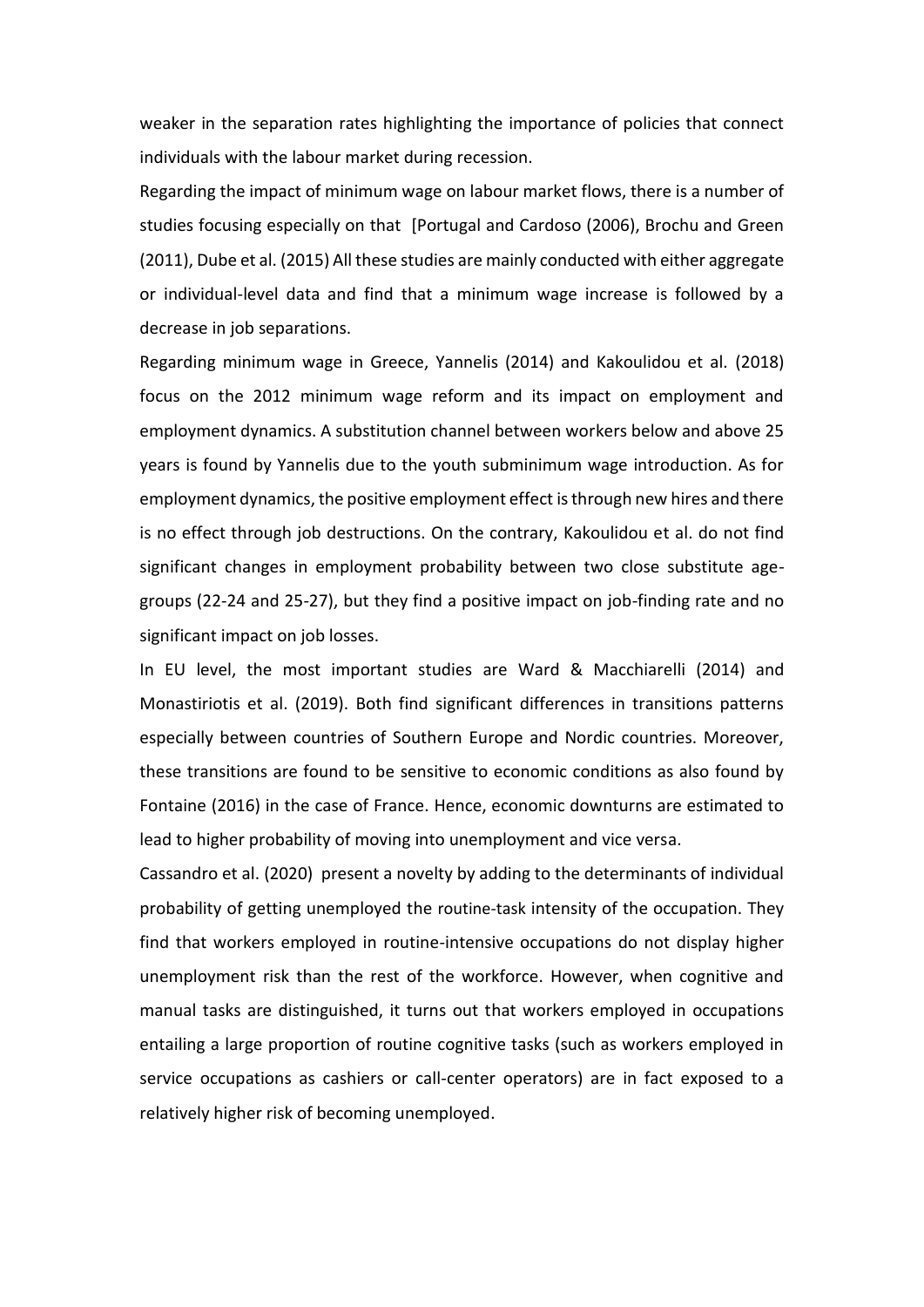weaker in the separation rates highlighting the importance of policies that connect individuals with the labour market during recession.

Regarding the impact of minimum wage on labour market flows, there is a number of studies focusing especially on that [Portugal and Cardoso (2006), Brochu and Green (2011), Dube et al. (2015) All these studies are mainly conducted with either aggregate or individual-level data and find that a minimum wage increase is followed by a decrease in job separations.

Regarding minimum wage in Greece, Yannelis (2014) and Kakoulidou et al. (2018) focus on the 2012 minimum wage reform and its impact on employment and employment dynamics. A substitution channel between workers below and above 25 years is found by Yannelis due to the youth subminimum wage introduction. As for employment dynamics, the positive employment effect is through new hires and there is no effect through job destructions. On the contrary, Kakoulidou et al. do not find significant changes in employment probability between two close substitute age-groups (22-24 and 25-27), but they find a positive impact on job-finding rate and no significant impact on job losses.

In EU level, the most important studies are Ward & Macchiarelli (2014) and Monastiriotis et al. (2019). Both find significant differences in transitions patterns especially between countries of Southern Europe and Nordic countries. Moreover, these transitions are found to be sensitive to economic conditions as also found by Fontaine (2016) in the case of France. Hence, economic downturns are estimated to lead to higher probability of moving into unemployment and vice versa.

Cassandro et al. (2020) present a novelty by adding to the determinants of individual probability of getting unemployed the routine-task intensity of the occupation. They find that workers employed in routine-intensive occupations do not display higher unemployment risk than the rest of the workforce. However, when cognitive and manual tasks are distinguished, it turns out that workers employed in occupations entailing a large proportion of routine cognitive tasks (such as workers employed in service occupations as cashiers or call-center operators) are in fact exposed to a relatively higher risk of becoming unemployed.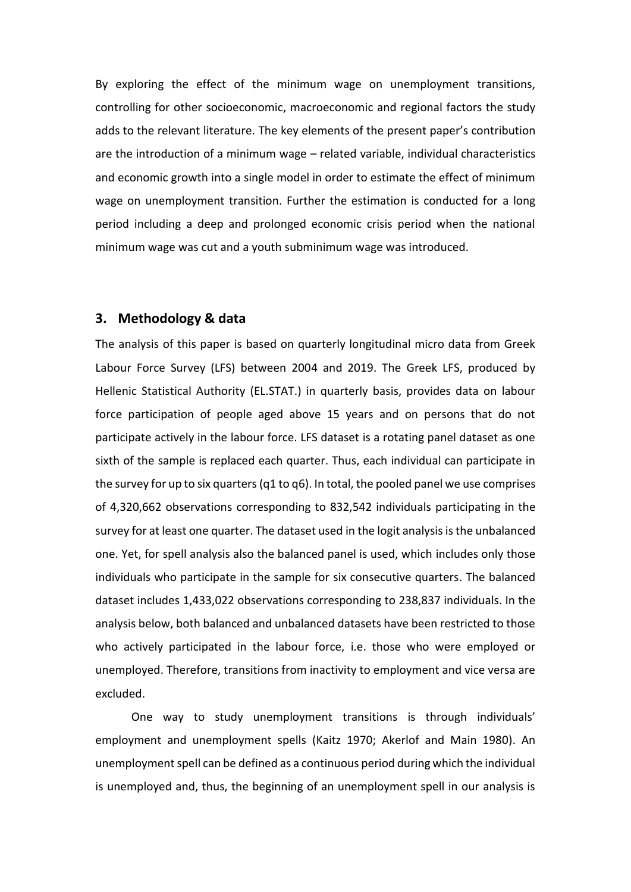By exploring the effect of the minimum wage on unemployment transitions, controlling for other socioeconomic, macroeconomic and regional factors the study adds to the relevant literature. The key elements of the present paper's contribution are the introduction of a minimum wage – related variable, individual characteristics and economic growth into a single model in order to estimate the effect of minimum wage on unemployment transition. Further the estimation is conducted for a long period including a deep and prolonged economic crisis period when the national minimum wage was cut and a youth subminimum wage was introduced.

## 3. Methodology & data

The analysis of this paper is based on quarterly longitudinal micro data from Greek Labour Force Survey (LFS) between 2004 and 2019. The Greek LFS, produced by Hellenic Statistical Authority (EL.STAT.) in quarterly basis, provides data on labour force participation of people aged above 15 years and on persons that do not participate actively in the labour force. LFS dataset is a rotating panel dataset as one sixth of the sample is replaced each quarter. Thus, each individual can participate in the survey for up to six quarters (q1 to q6). In total, the pooled panel we use comprises of 4,320,662 observations corresponding to 832,542 individuals participating in the survey for at least one quarter. The dataset used in the logit analysis is the unbalanced one. Yet, for spell analysis also the balanced panel is used, which includes only those individuals who participate in the sample for six consecutive quarters. The balanced dataset includes 1,433,022 observations corresponding to 238,837 individuals. In the analysis below, both balanced and unbalanced datasets have been restricted to those who actively participated in the labour force, i.e. those who were employed or unemployed. Therefore, transitions from inactivity to employment and vice versa are excluded.

One way to study unemployment transitions is through individuals' employment and unemployment spells (Kaitz 1970; Akerlof and Main 1980). An unemployment spell can be defined as a continuous period during which the individual is unemployed and, thus, the beginning of an unemployment spell in our analysis is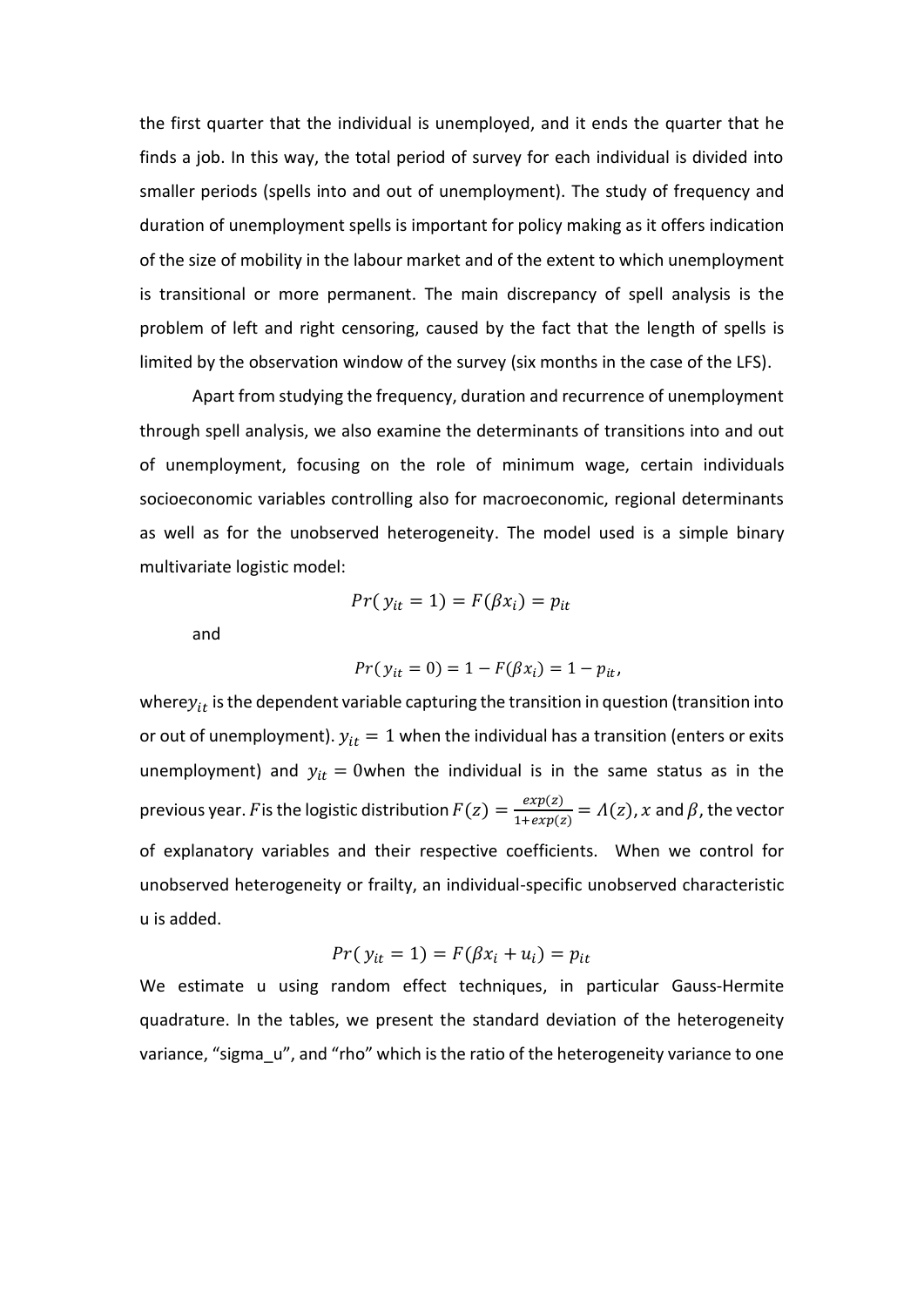the first quarter that the individual is unemployed, and it ends the quarter that he finds a job. In this way, the total period of survey for each individual is divided into smaller periods (spells into and out of unemployment). The study of frequency and duration of unemployment spells is important for policy making as it offers indication of the size of mobility in the labour market and of the extent to which unemployment is transitional or more permanent. The main discrepancy of spell analysis is the problem of left and right censoring, caused by the fact that the length of spells is limited by the observation window of the survey (six months in the case of the LFS).

Apart from studying the frequency, duration and recurrence of unemployment through spell analysis, we also examine the determinants of transitions into and out of unemployment, focusing on the role of minimum wage, certain individuals socioeconomic variables controlling also for macroeconomic, regional determinants as well as for the unobserved heterogeneity. The model used is a simple binary multivariate logistic model:

$$Pr(\, y_{it} = 1) = F(\beta x_i) = p_{it}$$

and

$$Pr(\, y_{it} = 0) = 1 - F(\beta x_i) = 1 - p_{it},$$

where$y_{it}$ is the dependent variable capturing the transition in question (transition into or out of unemployment). $y_{it} = 1$ when the individual has a transition (enters or exits unemployment) and $y_{it} = 0$when the individual is in the same status as in the previous year. $F$is the logistic distribution $F(z) = \frac{exp(z)}{1+exp(z)} = \Lambda(z)$, $x$ and $\beta$, the vector of explanatory variables and their respective coefficients. When we control for unobserved heterogeneity or frailty, an individual-specific unobserved characteristic u is added.

$$Pr(\, y_{it} = 1) = F(\beta x_i + u_i) = p_{it}$$

We estimate u using random effect techniques, in particular Gauss-Hermite quadrature. In the tables, we present the standard deviation of the heterogeneity variance, "sigma_u", and "rho" which is the ratio of the heterogeneity variance to one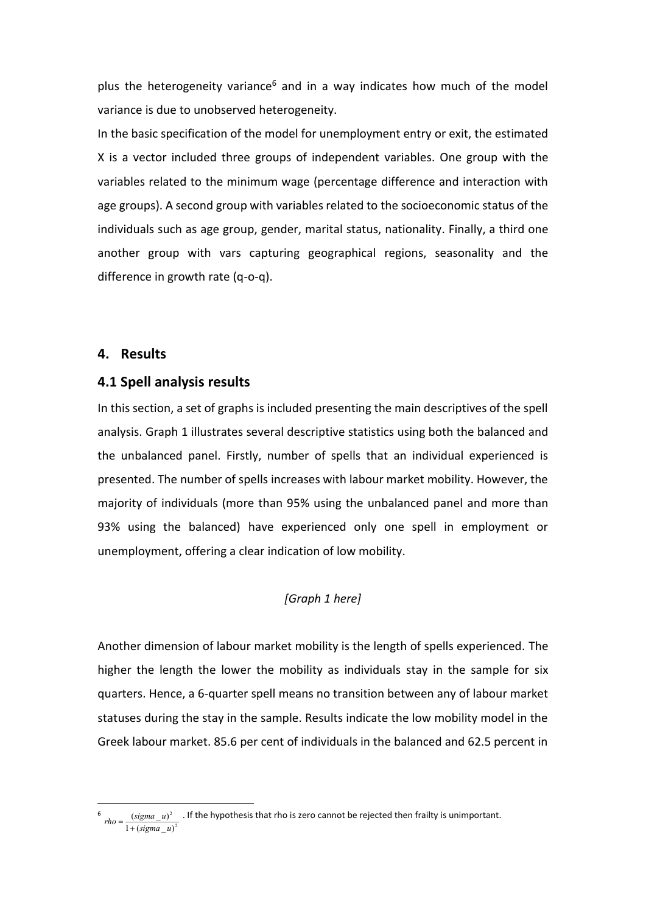plus the heterogeneity variance[6] and in a way indicates how much of the model variance is due to unobserved heterogeneity.

In the basic specification of the model for unemployment entry or exit, the estimated X is a vector included three groups of independent variables. One group with the variables related to the minimum wage (percentage difference and interaction with age groups). A second group with variables related to the socioeconomic status of the individuals such as age group, gender, marital status, nationality. Finally, a third one another group with vars capturing geographical regions, seasonality and the difference in growth rate (q-o-q).

## 4. Results

### 4.1 Spell analysis results

In this section, a set of graphs is included presenting the main descriptives of the spell analysis. Graph 1 illustrates several descriptive statistics using both the balanced and the unbalanced panel. Firstly, number of spells that an individual experienced is presented. The number of spells increases with labour market mobility. However, the majority of individuals (more than 95% using the unbalanced panel and more than 93% using the balanced) have experienced only one spell in employment or unemployment, offering a clear indication of low mobility.

*[Graph 1 here]*

Another dimension of labour market mobility is the length of spells experienced. The higher the length the lower the mobility as individuals stay in the sample for six quarters. Hence, a 6-quarter spell means no transition between any of labour market statuses during the stay in the sample. Results indicate the low mobility model in the Greek labour market. 85.6 per cent of individuals in the balanced and 62.5 percent in

---

[6] $rho = \frac{(sigma\_u)^2}{1+(sigma\_u)^2}$. If the hypothesis that rho is zero cannot be rejected then frailty is unimportant.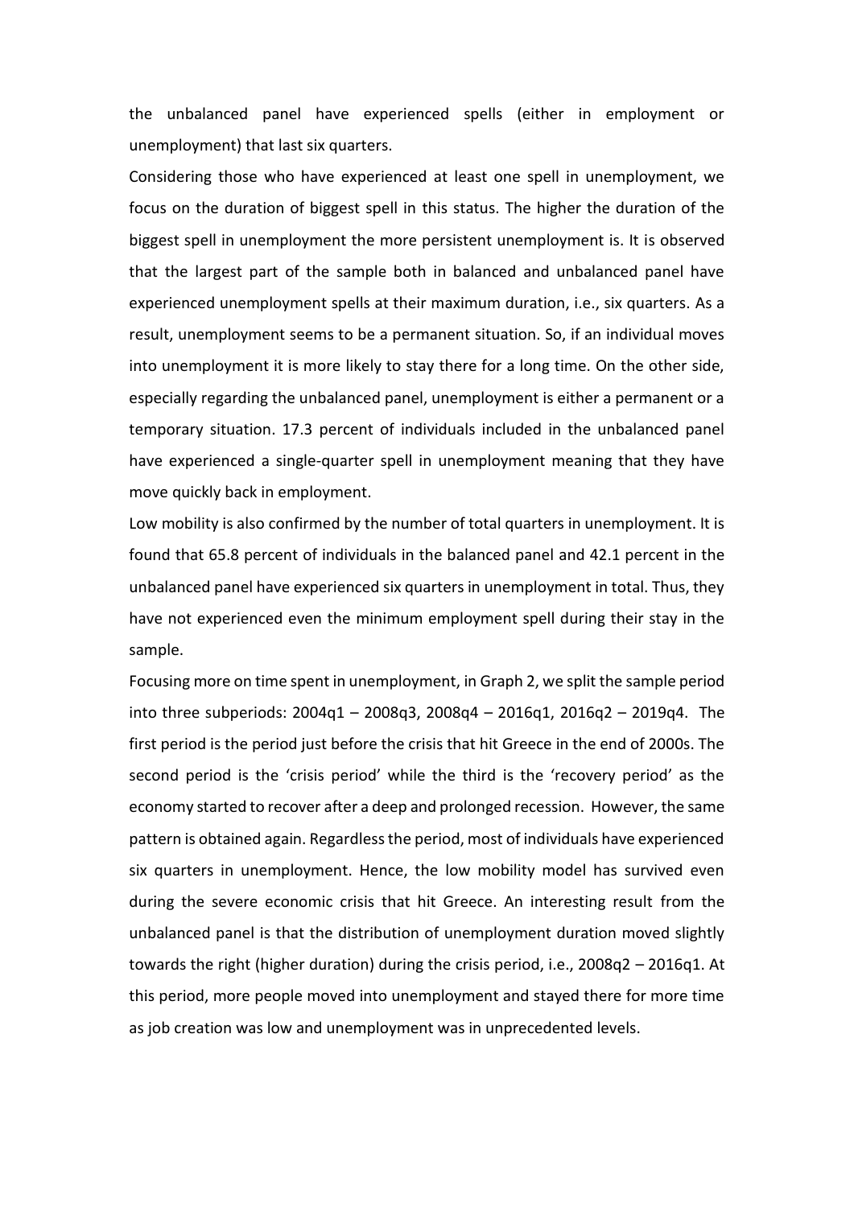the unbalanced panel have experienced spells (either in employment or unemployment) that last six quarters.

Considering those who have experienced at least one spell in unemployment, we focus on the duration of biggest spell in this status. The higher the duration of the biggest spell in unemployment the more persistent unemployment is. It is observed that the largest part of the sample both in balanced and unbalanced panel have experienced unemployment spells at their maximum duration, i.e., six quarters. As a result, unemployment seems to be a permanent situation. So, if an individual moves into unemployment it is more likely to stay there for a long time. On the other side, especially regarding the unbalanced panel, unemployment is either a permanent or a temporary situation. 17.3 percent of individuals included in the unbalanced panel have experienced a single-quarter spell in unemployment meaning that they have move quickly back in employment.

Low mobility is also confirmed by the number of total quarters in unemployment. It is found that 65.8 percent of individuals in the balanced panel and 42.1 percent in the unbalanced panel have experienced six quarters in unemployment in total. Thus, they have not experienced even the minimum employment spell during their stay in the sample.

Focusing more on time spent in unemployment, in Graph 2, we split the sample period into three subperiods: 2004q1 – 2008q3, 2008q4 – 2016q1, 2016q2 – 2019q4. The first period is the period just before the crisis that hit Greece in the end of 2000s. The second period is the 'crisis period' while the third is the 'recovery period' as the economy started to recover after a deep and prolonged recession. However, the same pattern is obtained again. Regardless the period, most of individuals have experienced six quarters in unemployment. Hence, the low mobility model has survived even during the severe economic crisis that hit Greece. An interesting result from the unbalanced panel is that the distribution of unemployment duration moved slightly towards the right (higher duration) during the crisis period, i.e., 2008q2 – 2016q1. At this period, more people moved into unemployment and stayed there for more time as job creation was low and unemployment was in unprecedented levels.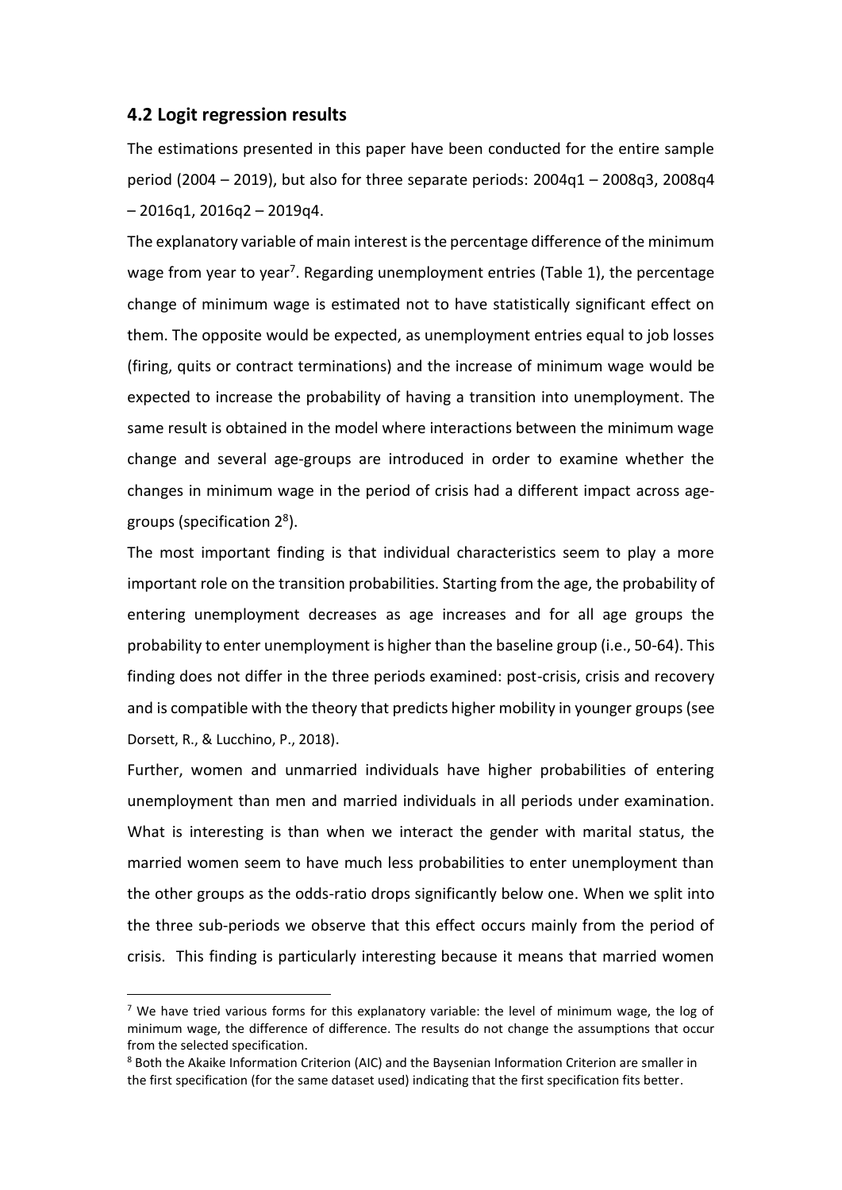## 4.2 Logit regression results

The estimations presented in this paper have been conducted for the entire sample period (2004 – 2019), but also for three separate periods: 2004q1 – 2008q3, 2008q4 – 2016q1, 2016q2 – 2019q4.

The explanatory variable of main interest is the percentage difference of the minimum wage from year to year[7]. Regarding unemployment entries (Table 1), the percentage change of minimum wage is estimated not to have statistically significant effect on them. The opposite would be expected, as unemployment entries equal to job losses (firing, quits or contract terminations) and the increase of minimum wage would be expected to increase the probability of having a transition into unemployment. The same result is obtained in the model where interactions between the minimum wage change and several age-groups are introduced in order to examine whether the changes in minimum wage in the period of crisis had a different impact across age-groups (specification 2[8]).

The most important finding is that individual characteristics seem to play a more important role on the transition probabilities. Starting from the age, the probability of entering unemployment decreases as age increases and for all age groups the probability to enter unemployment is higher than the baseline group (i.e., 50-64). This finding does not differ in the three periods examined: post-crisis, crisis and recovery and is compatible with the theory that predicts higher mobility in younger groups (see Dorsett, R., & Lucchino, P., 2018).

Further, women and unmarried individuals have higher probabilities of entering unemployment than men and married individuals in all periods under examination. What is interesting is than when we interact the gender with marital status, the married women seem to have much less probabilities to enter unemployment than the other groups as the odds-ratio drops significantly below one. When we split into the three sub-periods we observe that this effect occurs mainly from the period of crisis. This finding is particularly interesting because it means that married women

[7] We have tried various forms for this explanatory variable: the level of minimum wage, the log of minimum wage, the difference of difference. The results do not change the assumptions that occur from the selected specification.

[8] Both the Akaike Information Criterion (AIC) and the Baysenian Information Criterion are smaller in the first specification (for the same dataset used) indicating that the first specification fits better.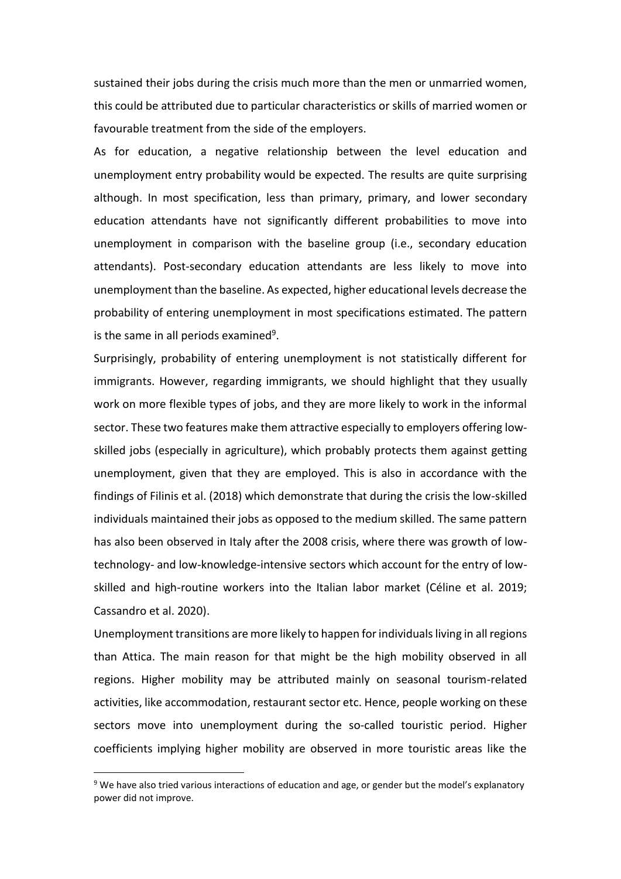sustained their jobs during the crisis much more than the men or unmarried women, this could be attributed due to particular characteristics or skills of married women or favourable treatment from the side of the employers.

As for education, a negative relationship between the level education and unemployment entry probability would be expected. The results are quite surprising although. In most specification, less than primary, primary, and lower secondary education attendants have not significantly different probabilities to move into unemployment in comparison with the baseline group (i.e., secondary education attendants). Post-secondary education attendants are less likely to move into unemployment than the baseline. As expected, higher educational levels decrease the probability of entering unemployment in most specifications estimated. The pattern is the same in all periods examined[9].

Surprisingly, probability of entering unemployment is not statistically different for immigrants. However, regarding immigrants, we should highlight that they usually work on more flexible types of jobs, and they are more likely to work in the informal sector. These two features make them attractive especially to employers offering low-skilled jobs (especially in agriculture), which probably protects them against getting unemployment, given that they are employed. This is also in accordance with the findings of Filinis et al. (2018) which demonstrate that during the crisis the low-skilled individuals maintained their jobs as opposed to the medium skilled. The same pattern has also been observed in Italy after the 2008 crisis, where there was growth of low-technology- and low-knowledge-intensive sectors which account for the entry of low-skilled and high-routine workers into the Italian labor market (Céline et al. 2019; Cassandro et al. 2020).

Unemployment transitions are more likely to happen for individuals living in all regions than Attica. The main reason for that might be the high mobility observed in all regions. Higher mobility may be attributed mainly on seasonal tourism-related activities, like accommodation, restaurant sector etc. Hence, people working on these sectors move into unemployment during the so-called touristic period. Higher coefficients implying higher mobility are observed in more touristic areas like the

[9] We have also tried various interactions of education and age, or gender but the model's explanatory power did not improve.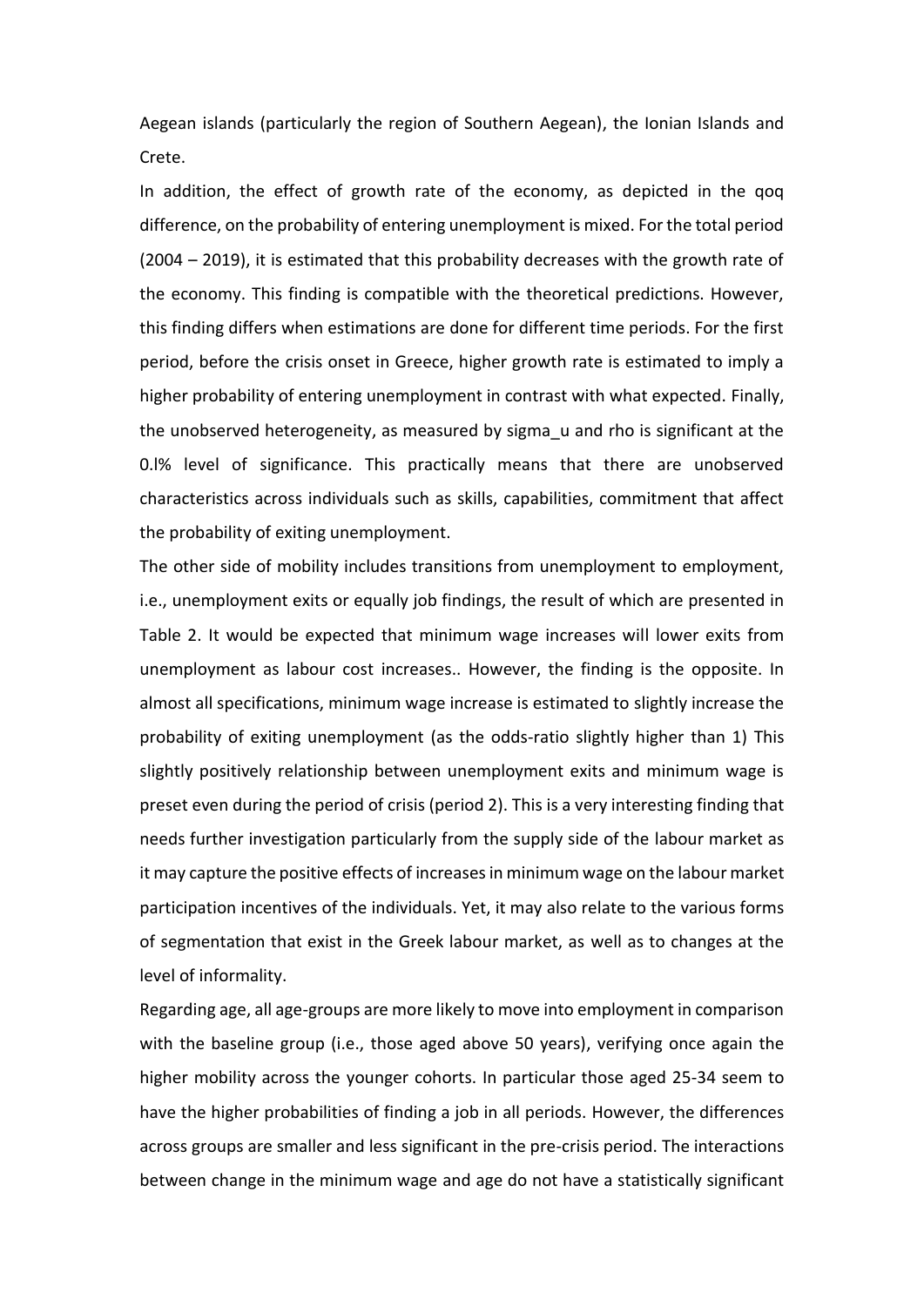Aegean islands (particularly the region of Southern Aegean), the Ionian Islands and Crete.

In addition, the effect of growth rate of the economy, as depicted in the qoq difference, on the probability of entering unemployment is mixed. For the total period (2004 – 2019), it is estimated that this probability decreases with the growth rate of the economy. This finding is compatible with the theoretical predictions. However, this finding differs when estimations are done for different time periods. For the first period, before the crisis onset in Greece, higher growth rate is estimated to imply a higher probability of entering unemployment in contrast with what expected. Finally, the unobserved heterogeneity, as measured by sigma_u and rho is significant at the 0.l% level of significance. This practically means that there are unobserved characteristics across individuals such as skills, capabilities, commitment that affect the probability of exiting unemployment.

The other side of mobility includes transitions from unemployment to employment, i.e., unemployment exits or equally job findings, the result of which are presented in Table 2. It would be expected that minimum wage increases will lower exits from unemployment as labour cost increases.. However, the finding is the opposite. In almost all specifications, minimum wage increase is estimated to slightly increase the probability of exiting unemployment (as the odds-ratio slightly higher than 1) This slightly positively relationship between unemployment exits and minimum wage is preset even during the period of crisis (period 2). This is a very interesting finding that needs further investigation particularly from the supply side of the labour market as it may capture the positive effects of increases in minimum wage on the labour market participation incentives of the individuals. Yet, it may also relate to the various forms of segmentation that exist in the Greek labour market, as well as to changes at the level of informality.

Regarding age, all age-groups are more likely to move into employment in comparison with the baseline group (i.e., those aged above 50 years), verifying once again the higher mobility across the younger cohorts. In particular those aged 25-34 seem to have the higher probabilities of finding a job in all periods. However, the differences across groups are smaller and less significant in the pre-crisis period. The interactions between change in the minimum wage and age do not have a statistically significant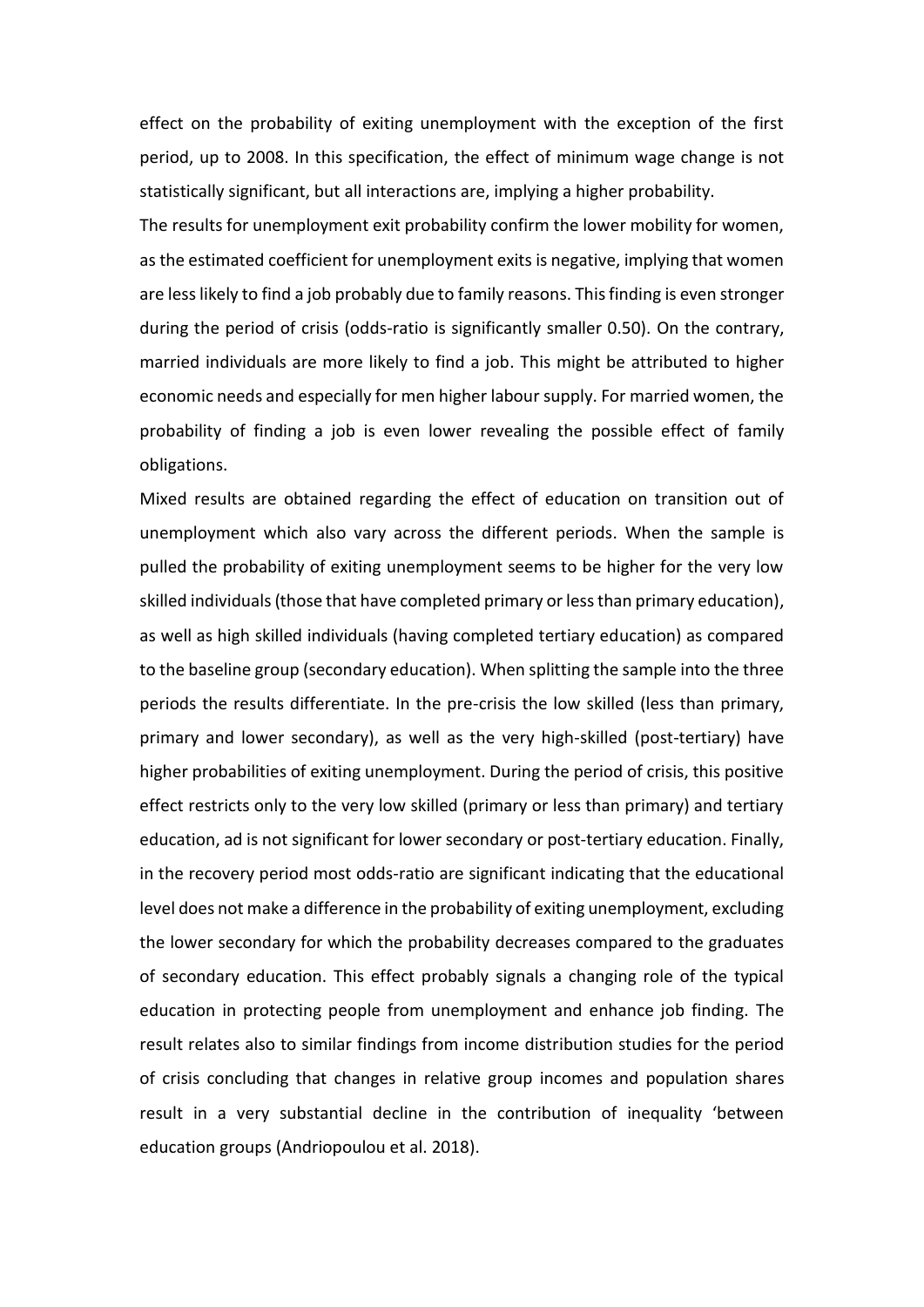effect on the probability of exiting unemployment with the exception of the first period, up to 2008. In this specification, the effect of minimum wage change is not statistically significant, but all interactions are, implying a higher probability.

The results for unemployment exit probability confirm the lower mobility for women, as the estimated coefficient for unemployment exits is negative, implying that women are less likely to find a job probably due to family reasons. This finding is even stronger during the period of crisis (odds-ratio is significantly smaller 0.50). On the contrary, married individuals are more likely to find a job. This might be attributed to higher economic needs and especially for men higher labour supply. For married women, the probability of finding a job is even lower revealing the possible effect of family obligations.

Mixed results are obtained regarding the effect of education on transition out of unemployment which also vary across the different periods. When the sample is pulled the probability of exiting unemployment seems to be higher for the very low skilled individuals (those that have completed primary or less than primary education), as well as high skilled individuals (having completed tertiary education) as compared to the baseline group (secondary education). When splitting the sample into the three periods the results differentiate. In the pre-crisis the low skilled (less than primary, primary and lower secondary), as well as the very high-skilled (post-tertiary) have higher probabilities of exiting unemployment. During the period of crisis, this positive effect restricts only to the very low skilled (primary or less than primary) and tertiary education, ad is not significant for lower secondary or post-tertiary education. Finally, in the recovery period most odds-ratio are significant indicating that the educational level does not make a difference in the probability of exiting unemployment, excluding the lower secondary for which the probability decreases compared to the graduates of secondary education. This effect probably signals a changing role of the typical education in protecting people from unemployment and enhance job finding. The result relates also to similar findings from income distribution studies for the period of crisis concluding that changes in relative group incomes and population shares result in a very substantial decline in the contribution of inequality 'between education groups (Andriopoulou et al. 2018).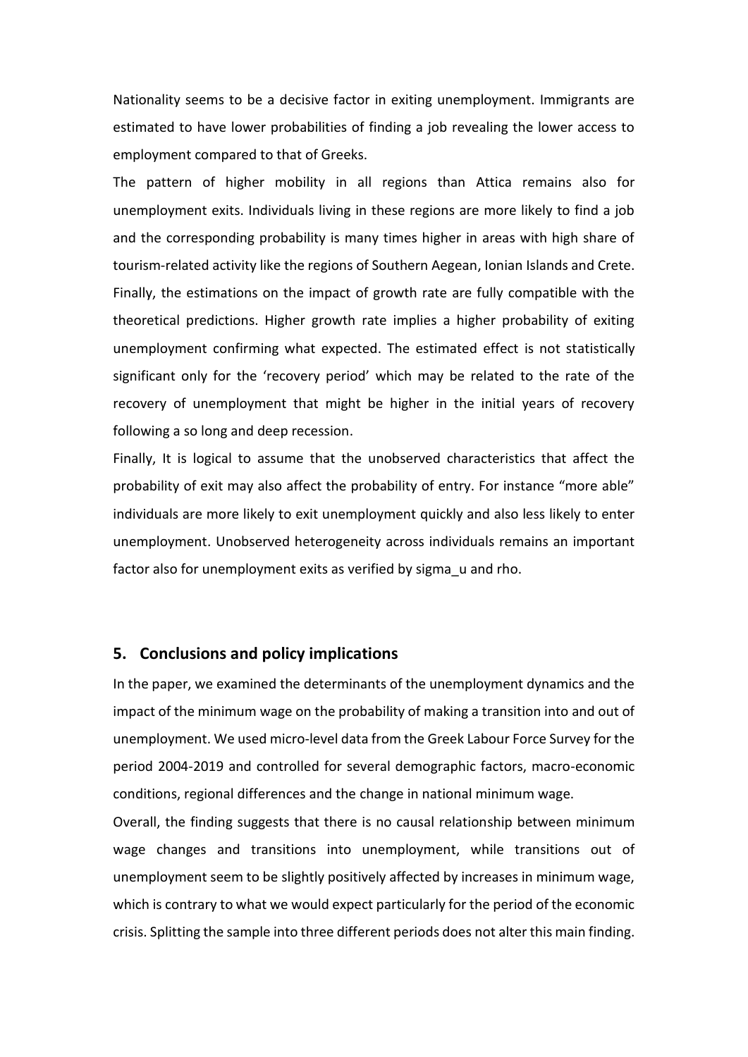Nationality seems to be a decisive factor in exiting unemployment. Immigrants are estimated to have lower probabilities of finding a job revealing the lower access to employment compared to that of Greeks.

The pattern of higher mobility in all regions than Attica remains also for unemployment exits. Individuals living in these regions are more likely to find a job and the corresponding probability is many times higher in areas with high share of tourism-related activity like the regions of Southern Aegean, Ionian Islands and Crete. Finally, the estimations on the impact of growth rate are fully compatible with the theoretical predictions. Higher growth rate implies a higher probability of exiting unemployment confirming what expected. The estimated effect is not statistically significant only for the 'recovery period' which may be related to the rate of the recovery of unemployment that might be higher in the initial years of recovery following a so long and deep recession.

Finally, It is logical to assume that the unobserved characteristics that affect the probability of exit may also affect the probability of entry. For instance "more able" individuals are more likely to exit unemployment quickly and also less likely to enter unemployment. Unobserved heterogeneity across individuals remains an important factor also for unemployment exits as verified by sigma_u and rho.

## 5. Conclusions and policy implications

In the paper, we examined the determinants of the unemployment dynamics and the impact of the minimum wage on the probability of making a transition into and out of unemployment. We used micro-level data from the Greek Labour Force Survey for the period 2004-2019 and controlled for several demographic factors, macro-economic conditions, regional differences and the change in national minimum wage.

Overall, the finding suggests that there is no causal relationship between minimum wage changes and transitions into unemployment, while transitions out of unemployment seem to be slightly positively affected by increases in minimum wage, which is contrary to what we would expect particularly for the period of the economic crisis. Splitting the sample into three different periods does not alter this main finding.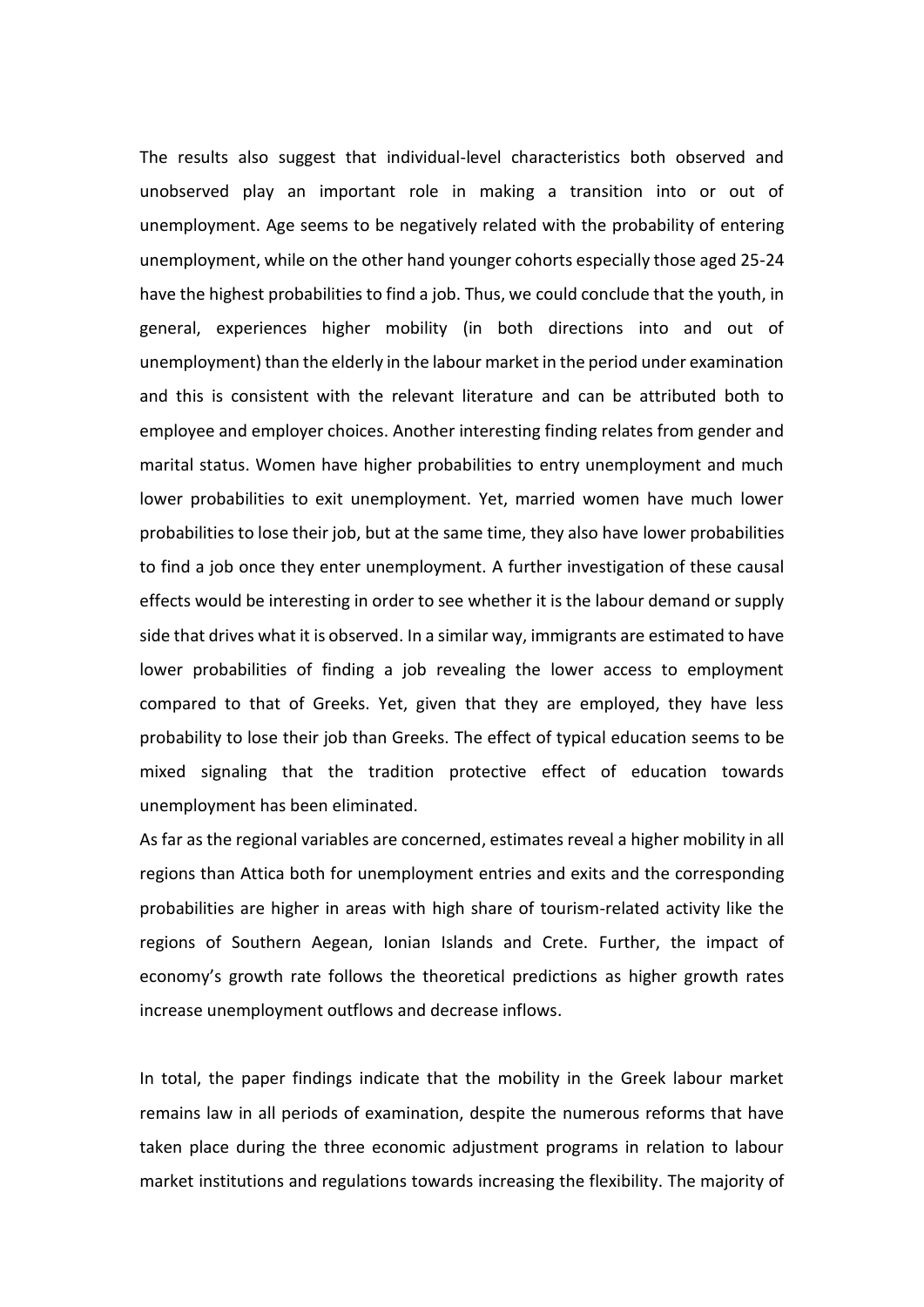The results also suggest that individual-level characteristics both observed and unobserved play an important role in making a transition into or out of unemployment. Age seems to be negatively related with the probability of entering unemployment, while on the other hand younger cohorts especially those aged 25-24 have the highest probabilities to find a job. Thus, we could conclude that the youth, in general, experiences higher mobility (in both directions into and out of unemployment) than the elderly in the labour market in the period under examination and this is consistent with the relevant literature and can be attributed both to employee and employer choices. Another interesting finding relates from gender and marital status. Women have higher probabilities to entry unemployment and much lower probabilities to exit unemployment. Yet, married women have much lower probabilities to lose their job, but at the same time, they also have lower probabilities to find a job once they enter unemployment. A further investigation of these causal effects would be interesting in order to see whether it is the labour demand or supply side that drives what it is observed. In a similar way, immigrants are estimated to have lower probabilities of finding a job revealing the lower access to employment compared to that of Greeks. Yet, given that they are employed, they have less probability to lose their job than Greeks. The effect of typical education seems to be mixed signaling that the tradition protective effect of education towards unemployment has been eliminated.

As far as the regional variables are concerned, estimates reveal a higher mobility in all regions than Attica both for unemployment entries and exits and the corresponding probabilities are higher in areas with high share of tourism-related activity like the regions of Southern Aegean, Ionian Islands and Crete. Further, the impact of economy's growth rate follows the theoretical predictions as higher growth rates increase unemployment outflows and decrease inflows.

In total, the paper findings indicate that the mobility in the Greek labour market remains law in all periods of examination, despite the numerous reforms that have taken place during the three economic adjustment programs in relation to labour market institutions and regulations towards increasing the flexibility. The majority of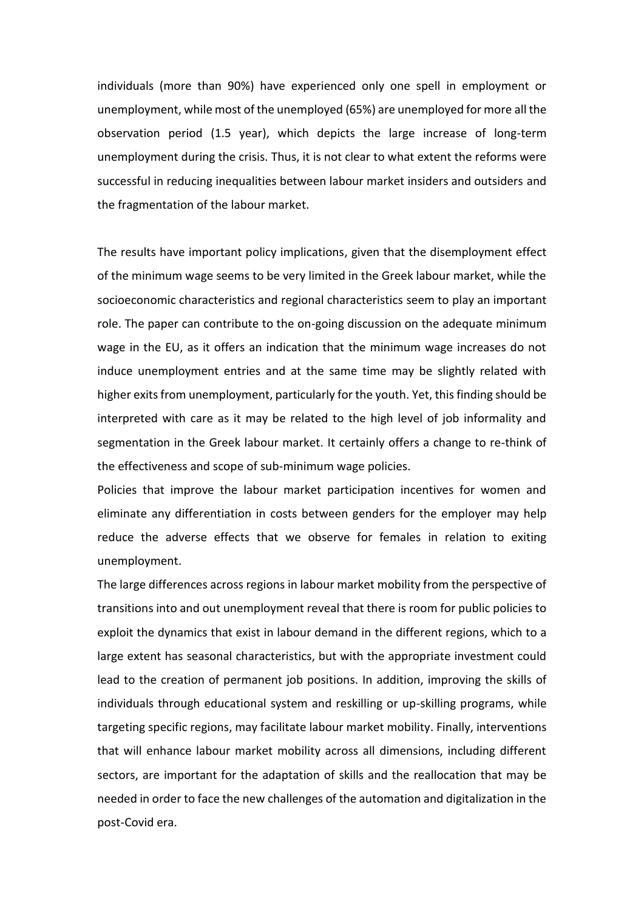individuals (more than 90%) have experienced only one spell in employment or unemployment, while most of the unemployed (65%) are unemployed for more all the observation period (1.5 year), which depicts the large increase of long-term unemployment during the crisis. Thus, it is not clear to what extent the reforms were successful in reducing inequalities between labour market insiders and outsiders and the fragmentation of the labour market.

The results have important policy implications, given that the disemployment effect of the minimum wage seems to be very limited in the Greek labour market, while the socioeconomic characteristics and regional characteristics seem to play an important role. The paper can contribute to the on-going discussion on the adequate minimum wage in the EU, as it offers an indication that the minimum wage increases do not induce unemployment entries and at the same time may be slightly related with higher exits from unemployment, particularly for the youth. Yet, this finding should be interpreted with care as it may be related to the high level of job informality and segmentation in the Greek labour market. It certainly offers a change to re-think of the effectiveness and scope of sub-minimum wage policies.

Policies that improve the labour market participation incentives for women and eliminate any differentiation in costs between genders for the employer may help reduce the adverse effects that we observe for females in relation to exiting unemployment.

The large differences across regions in labour market mobility from the perspective of transitions into and out unemployment reveal that there is room for public policies to exploit the dynamics that exist in labour demand in the different regions, which to a large extent has seasonal characteristics, but with the appropriate investment could lead to the creation of permanent job positions. In addition, improving the skills of individuals through educational system and reskilling or up-skilling programs, while targeting specific regions, may facilitate labour market mobility. Finally, interventions that will enhance labour market mobility across all dimensions, including different sectors, are important for the adaptation of skills and the reallocation that may be needed in order to face the new challenges of the automation and digitalization in the post-Covid era.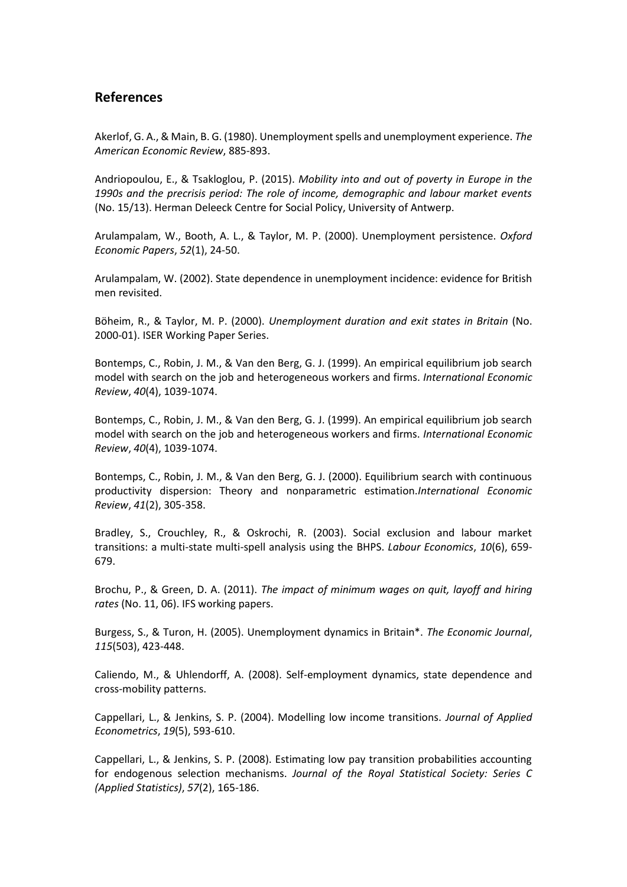## References

Akerlof, G. A., & Main, B. G. (1980). Unemployment spells and unemployment experience. *The American Economic Review*, 885-893.

Andriopoulou, E., & Tsakloglou, P. (2015). *Mobility into and out of poverty in Europe in the 1990s and the precrisis period: The role of income, demographic and labour market events* (No. 15/13). Herman Deleeck Centre for Social Policy, University of Antwerp.

Arulampalam, W., Booth, A. L., & Taylor, M. P. (2000). Unemployment persistence. *Oxford Economic Papers*, *52*(1), 24-50.

Arulampalam, W. (2002). State dependence in unemployment incidence: evidence for British men revisited.

Böheim, R., & Taylor, M. P. (2000). *Unemployment duration and exit states in Britain* (No. 2000-01). ISER Working Paper Series.

Bontemps, C., Robin, J. M., & Van den Berg, G. J. (1999). An empirical equilibrium job search model with search on the job and heterogeneous workers and firms. *International Economic Review*, *40*(4), 1039-1074.

Bontemps, C., Robin, J. M., & Van den Berg, G. J. (1999). An empirical equilibrium job search model with search on the job and heterogeneous workers and firms. *International Economic Review*, *40*(4), 1039-1074.

Bontemps, C., Robin, J. M., & Van den Berg, G. J. (2000). Equilibrium search with continuous productivity dispersion: Theory and nonparametric estimation.*International Economic Review*, *41*(2), 305-358.

Bradley, S., Crouchley, R., & Oskrochi, R. (2003). Social exclusion and labour market transitions: a multi-state multi-spell analysis using the BHPS. *Labour Economics*, *10*(6), 659-679.

Brochu, P., & Green, D. A. (2011). *The impact of minimum wages on quit, layoff and hiring rates* (No. 11, 06). IFS working papers.

Burgess, S., & Turon, H. (2005). Unemployment dynamics in Britain*. *The Economic Journal*, *115*(503), 423-448.

Caliendo, M., & Uhlendorff, A. (2008). Self-employment dynamics, state dependence and cross-mobility patterns.

Cappellari, L., & Jenkins, S. P. (2004). Modelling low income transitions. *Journal of Applied Econometrics*, *19*(5), 593-610.

Cappellari, L., & Jenkins, S. P. (2008). Estimating low pay transition probabilities accounting for endogenous selection mechanisms. *Journal of the Royal Statistical Society: Series C (Applied Statistics)*, *57*(2), 165-186.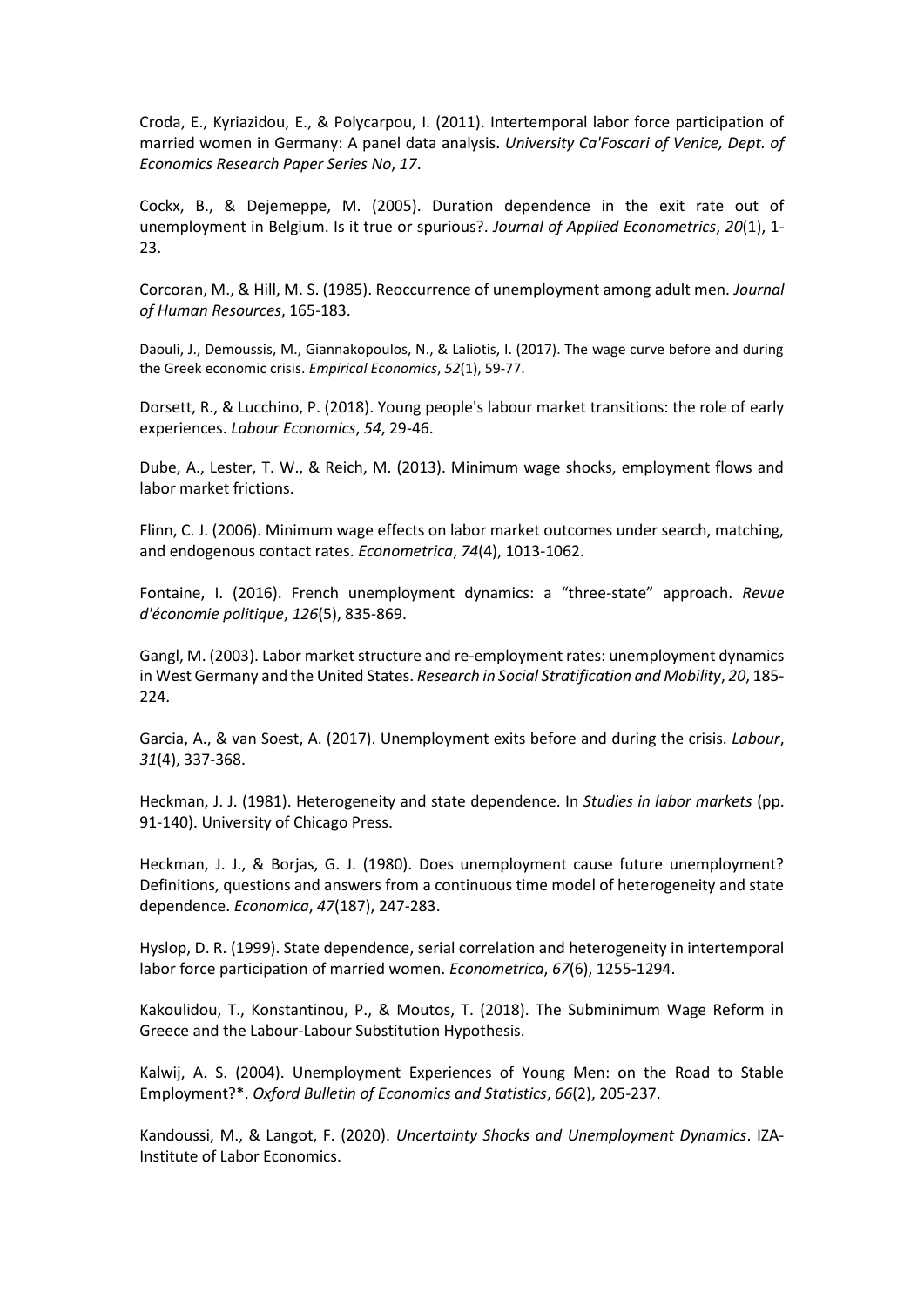Croda, E., Kyriazidou, E., & Polycarpou, I. (2011). Intertemporal labor force participation of married women in Germany: A panel data analysis. *University Ca'Foscari of Venice, Dept. of Economics Research Paper Series No*, *17*.

Cockx, B., & Dejemeppe, M. (2005). Duration dependence in the exit rate out of unemployment in Belgium. Is it true or spurious?. *Journal of Applied Econometrics*, *20*(1), 1-23.

Corcoran, M., & Hill, M. S. (1985). Reoccurrence of unemployment among adult men. *Journal of Human Resources*, 165-183.

Daouli, J., Demoussis, M., Giannakopoulos, N., & Laliotis, I. (2017). The wage curve before and during the Greek economic crisis. *Empirical Economics*, *52*(1), 59-77.

Dorsett, R., & Lucchino, P. (2018). Young people's labour market transitions: the role of early experiences. *Labour Economics*, *54*, 29-46.

Dube, A., Lester, T. W., & Reich, M. (2013). Minimum wage shocks, employment flows and labor market frictions.

Flinn, C. J. (2006). Minimum wage effects on labor market outcomes under search, matching, and endogenous contact rates. *Econometrica*, *74*(4), 1013-1062.

Fontaine, I. (2016). French unemployment dynamics: a "three-state" approach. *Revue d'économie politique*, *126*(5), 835-869.

Gangl, M. (2003). Labor market structure and re-employment rates: unemployment dynamics in West Germany and the United States. *Research in Social Stratification and Mobility*, *20*, 185-224.

Garcia, A., & van Soest, A. (2017). Unemployment exits before and during the crisis. *Labour*, *31*(4), 337-368.

Heckman, J. J. (1981). Heterogeneity and state dependence. In *Studies in labor markets* (pp. 91-140). University of Chicago Press.

Heckman, J. J., & Borjas, G. J. (1980). Does unemployment cause future unemployment? Definitions, questions and answers from a continuous time model of heterogeneity and state dependence. *Economica*, *47*(187), 247-283.

Hyslop, D. R. (1999). State dependence, serial correlation and heterogeneity in intertemporal labor force participation of married women. *Econometrica*, *67*(6), 1255-1294.

Kakoulidou, T., Konstantinou, P., & Moutos, T. (2018). The Subminimum Wage Reform in Greece and the Labour-Labour Substitution Hypothesis.

Kalwij, A. S. (2004). Unemployment Experiences of Young Men: on the Road to Stable Employment?*. *Oxford Bulletin of Economics and Statistics*, *66*(2), 205-237.

Kandoussi, M., & Langot, F. (2020). *Uncertainty Shocks and Unemployment Dynamics*. IZA-Institute of Labor Economics.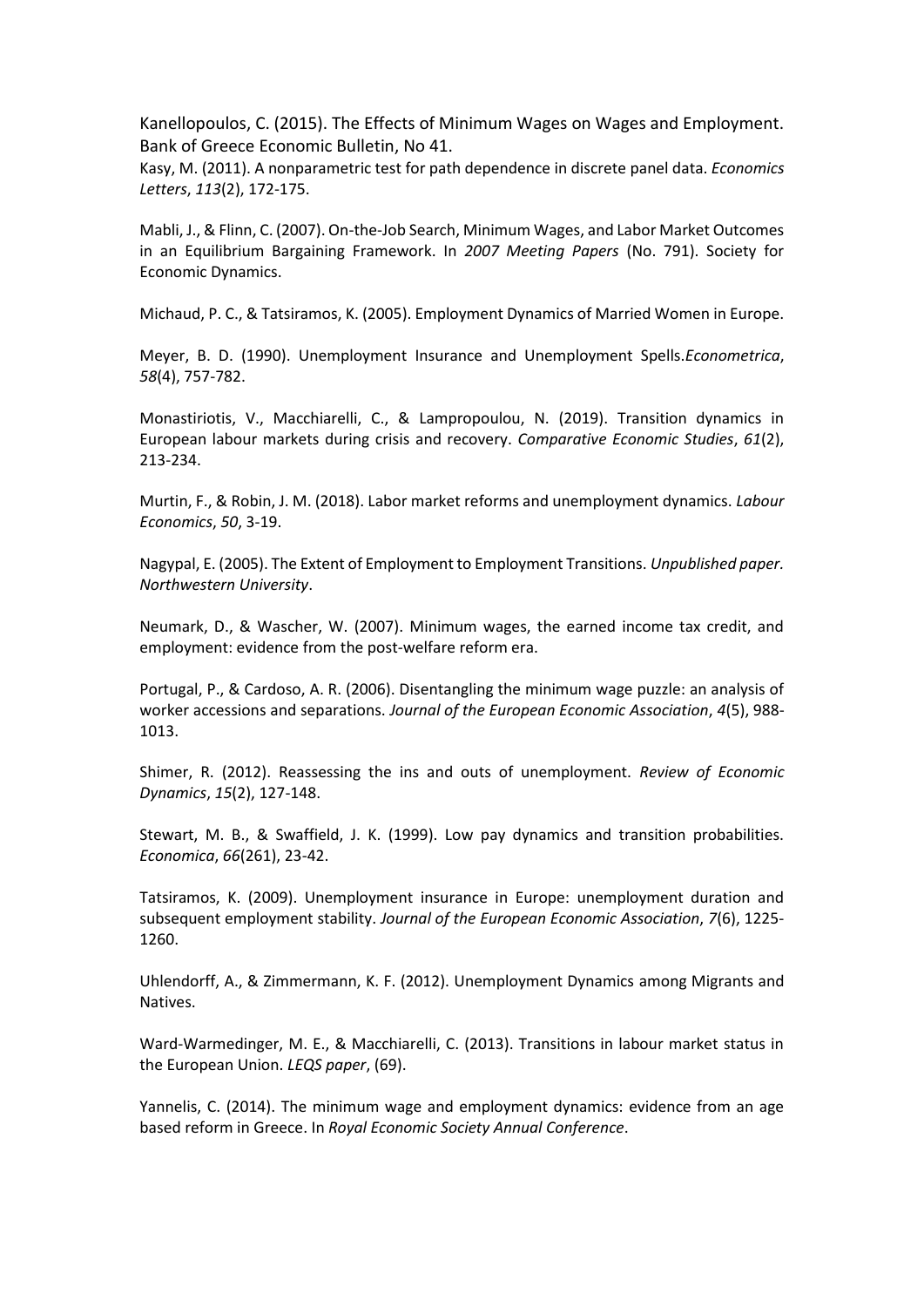Kanellopoulos, C. (2015). The Effects of Minimum Wages on Wages and Employment. Bank of Greece Economic Bulletin, No 41.

Kasy, M. (2011). A nonparametric test for path dependence in discrete panel data. *Economics Letters*, *113*(2), 172-175.

Mabli, J., & Flinn, C. (2007). On-the-Job Search, Minimum Wages, and Labor Market Outcomes in an Equilibrium Bargaining Framework. In *2007 Meeting Papers* (No. 791). Society for Economic Dynamics.

Michaud, P. C., & Tatsiramos, K. (2005). Employment Dynamics of Married Women in Europe.

Meyer, B. D. (1990). Unemployment Insurance and Unemployment Spells.*Econometrica*, *58*(4), 757-782.

Monastiriotis, V., Macchiarelli, C., & Lampropoulou, N. (2019). Transition dynamics in European labour markets during crisis and recovery. *Comparative Economic Studies*, *61*(2), 213-234.

Murtin, F., & Robin, J. M. (2018). Labor market reforms and unemployment dynamics. *Labour Economics*, *50*, 3-19.

Nagypal, E. (2005). The Extent of Employment to Employment Transitions. *Unpublished paper. Northwestern University*.

Neumark, D., & Wascher, W. (2007). Minimum wages, the earned income tax credit, and employment: evidence from the post-welfare reform era.

Portugal, P., & Cardoso, A. R. (2006). Disentangling the minimum wage puzzle: an analysis of worker accessions and separations. *Journal of the European Economic Association*, *4*(5), 988-1013.

Shimer, R. (2012). Reassessing the ins and outs of unemployment. *Review of Economic Dynamics*, *15*(2), 127-148.

Stewart, M. B., & Swaffield, J. K. (1999). Low pay dynamics and transition probabilities. *Economica*, *66*(261), 23-42.

Tatsiramos, K. (2009). Unemployment insurance in Europe: unemployment duration and subsequent employment stability. *Journal of the European Economic Association*, *7*(6), 1225-1260.

Uhlendorff, A., & Zimmermann, K. F. (2012). Unemployment Dynamics among Migrants and Natives.

Ward-Warmedinger, M. E., & Macchiarelli, C. (2013). Transitions in labour market status in the European Union. *LEQS paper*, (69).

Yannelis, C. (2014). The minimum wage and employment dynamics: evidence from an age based reform in Greece. In *Royal Economic Society Annual Conference*.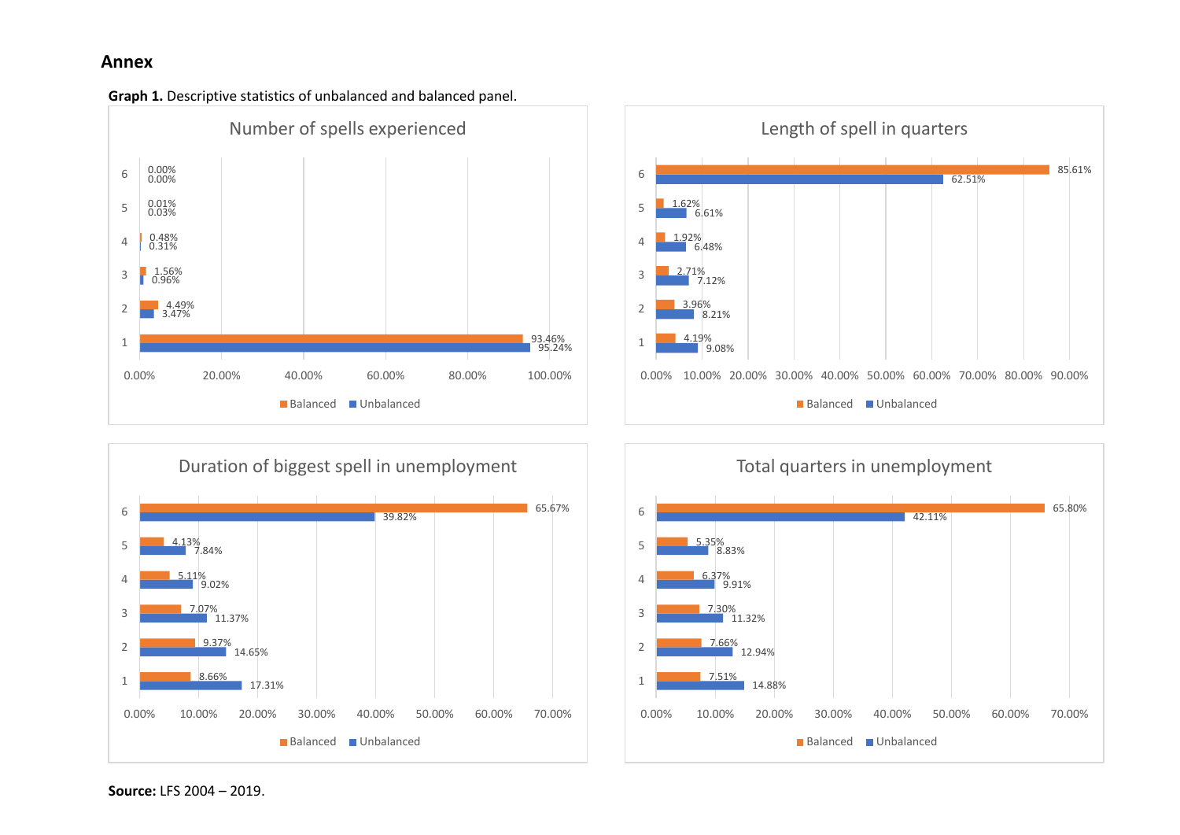# Annex

**Graph 1.** Descriptive statistics of unbalanced and balanced panel.

**Number of spells experienced**

| | Balanced | Unbalanced |
|---|---|---|
| 6 | 0.00% | 0.00% |
| 5 | 0.01% | 0.03% |
| 4 | 0.48% | 0.31% |
| 3 | 1.56% | 0.96% |
| 2 | 4.49% | 3.47% |
| 1 | 93.46% | 95.24% |

**Length of spell in quarters**

| | Balanced | Unbalanced |
|---|---|---|
| 6 | 85.61% | 62.51% |
| 5 | 1.62% | 6.61% |
| 4 | 1.92% | 6.48% |
| 3 | 2.71% | 7.12% |
| 2 | 3.96% | 8.21% |
| 1 | 4.19% | 9.08% |

**Duration of biggest spell in unemployment**

| | Balanced | Unbalanced |
|---|---|---|
| 6 | 65.67% | 39.82% |
| 5 | 4.13% | 7.84% |
| 4 | 5.11% | 9.02% |
| 3 | 7.07% | 11.37% |
| 2 | 9.37% | 14.65% |
| 1 | 8.66% | 17.31% |

**Total quarters in unemployment**

| | Balanced | Unbalanced |
|---|---|---|
| 6 | 65.80% | 42.11% |
| 5 | 5.35% | 8.83% |
| 4 | 6.37% | 9.91% |
| 3 | 7.30% | 11.32% |
| 2 | 7.66% | 12.94% |
| 1 | 7.51% | 14.88% |

**Source:** LFS 2004 – 2019.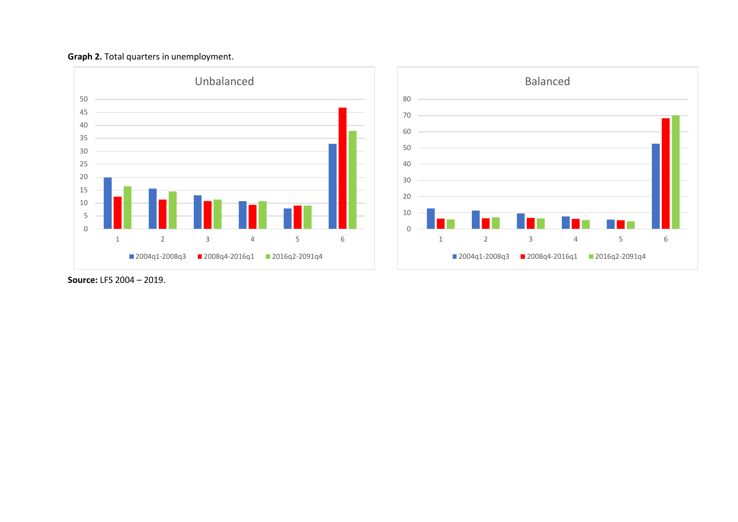**Graph 2.** Total quarters in unemployment.

**Source:** LFS 2004 – 2019.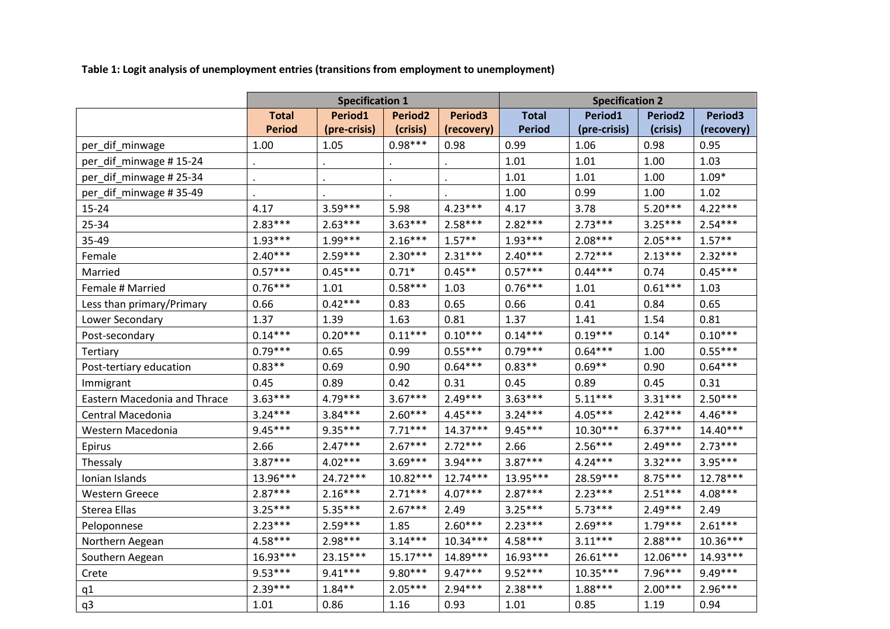**Table 1: Logit analysis of unemployment entries (transitions from employment to unemployment)**

| | Specification 1 | | | | Specification 2 | | | |
|---|---|---|---|---|---|---|---|---|
| | Total Period | Period1 (pre-crisis) | Period2 (crisis) | Period3 (recovery) | Total Period | Period1 (pre-crisis) | Period2 (crisis) | Period3 (recovery) |
| per_dif_minwage | 1.00 | 1.05 | 0.98*** | 0.98 | 0.99 | 1.06 | 0.98 | 0.95 |
| per_dif_minwage # 15-24 | . | . | . | . | 1.01 | 1.01 | 1.00 | 1.03 |
| per_dif_minwage # 25-34 | . | . | . | . | 1.01 | 1.01 | 1.00 | 1.09* |
| per_dif_minwage # 35-49 | . | . | . | . | 1.00 | 0.99 | 1.00 | 1.02 |
| 15-24 | 4.17 | 3.59*** | 5.98 | 4.23*** | 4.17 | 3.78 | 5.20*** | 4.22*** |
| 25-34 | 2.83*** | 2.63*** | 3.63*** | 2.58*** | 2.82*** | 2.73*** | 3.25*** | 2.54*** |
| 35-49 | 1.93*** | 1.99*** | 2.16*** | 1.57** | 1.93*** | 2.08*** | 2.05*** | 1.57** |
| Female | 2.40*** | 2.59*** | 2.30*** | 2.31*** | 2.40*** | 2.72*** | 2.13*** | 2.32*** |
| Married | 0.57*** | 0.45*** | 0.71* | 0.45** | 0.57*** | 0.44*** | 0.74 | 0.45*** |
| Female # Married | 0.76*** | 1.01 | 0.58*** | 1.03 | 0.76*** | 1.01 | 0.61*** | 1.03 |
| Less than primary/Primary | 0.66 | 0.42*** | 0.83 | 0.65 | 0.66 | 0.41 | 0.84 | 0.65 |
| Lower Secondary | 1.37 | 1.39 | 1.63 | 0.81 | 1.37 | 1.41 | 1.54 | 0.81 |
| Post-secondary | 0.14*** | 0.20*** | 0.11*** | 0.10*** | 0.14*** | 0.19*** | 0.14* | 0.10*** |
| Tertiary | 0.79*** | 0.65 | 0.99 | 0.55*** | 0.79*** | 0.64*** | 1.00 | 0.55*** |
| Post-tertiary education | 0.83** | 0.69 | 0.90 | 0.64*** | 0.83** | 0.69** | 0.90 | 0.64*** |
| Immigrant | 0.45 | 0.89 | 0.42 | 0.31 | 0.45 | 0.89 | 0.45 | 0.31 |
| Eastern Macedonia and Thrace | 3.63*** | 4.79*** | 3.67*** | 2.49*** | 3.63*** | 5.11*** | 3.31*** | 2.50*** |
| Central Macedonia | 3.24*** | 3.84*** | 2.60*** | 4.45*** | 3.24*** | 4.05*** | 2.42*** | 4.46*** |
| Western Macedonia | 9.45*** | 9.35*** | 7.71*** | 14.37*** | 9.45*** | 10.30*** | 6.37*** | 14.40*** |
| Epirus | 2.66 | 2.47*** | 2.67*** | 2.72*** | 2.66 | 2.56*** | 2.49*** | 2.73*** |
| Thessaly | 3.87*** | 4.02*** | 3.69*** | 3.94*** | 3.87*** | 4.24*** | 3.32*** | 3.95*** |
| Ionian Islands | 13.96*** | 24.72*** | 10.82*** | 12.74*** | 13.95*** | 28.59*** | 8.75*** | 12.78*** |
| Western Greece | 2.87*** | 2.16*** | 2.71*** | 4.07*** | 2.87*** | 2.23*** | 2.51*** | 4.08*** |
| Sterea Ellas | 3.25*** | 5.35*** | 2.67*** | 2.49 | 3.25*** | 5.73*** | 2.49*** | 2.49 |
| Peloponnese | 2.23*** | 2.59*** | 1.85 | 2.60*** | 2.23*** | 2.69*** | 1.79*** | 2.61*** |
| Northern Aegean | 4.58*** | 2.98*** | 3.14*** | 10.34*** | 4.58*** | 3.11*** | 2.88*** | 10.36*** |
| Southern Aegean | 16.93*** | 23.15*** | 15.17*** | 14.89*** | 16.93*** | 26.61*** | 12.06*** | 14.93*** |
| Crete | 9.53*** | 9.41*** | 9.80*** | 9.47*** | 9.52*** | 10.35*** | 7.96*** | 9.49*** |
| q1 | 2.39*** | 1.84** | 2.05*** | 2.94*** | 2.38*** | 1.88*** | 2.00*** | 2.96*** |
| q3 | 1.01 | 0.86 | 1.16 | 0.93 | 1.01 | 0.85 | 1.19 | 0.94 |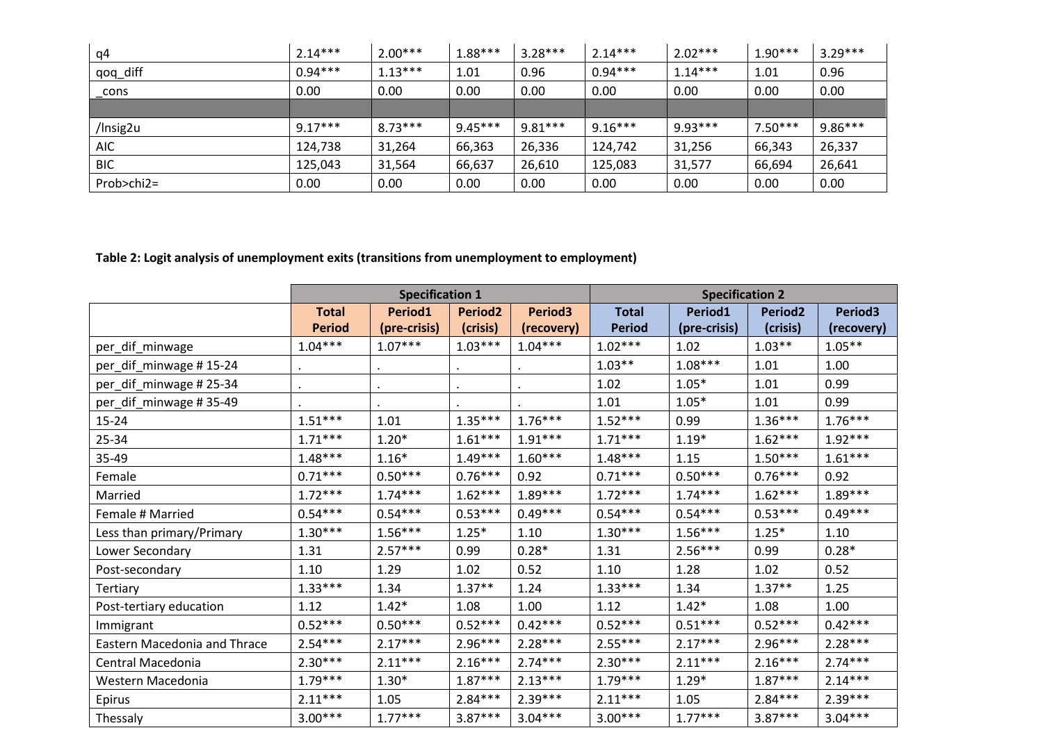| q4 | 2.14*** | 2.00*** | 1.88*** | 3.28*** | 2.14*** | 2.02*** | 1.90*** | 3.29*** |
|---|---|---|---|---|---|---|---|---|
| qoq_diff | 0.94*** | 1.13*** | 1.01 | 0.96 | 0.94*** | 1.14*** | 1.01 | 0.96 |
| _cons | 0.00 | 0.00 | 0.00 | 0.00 | 0.00 | 0.00 | 0.00 | 0.00 |
| | | | | | | | | |
| /lnsig2u | 9.17*** | 8.73*** | 9.45*** | 9.81*** | 9.16*** | 9.93*** | 7.50*** | 9.86*** |
| AIC | 124,738 | 31,264 | 66,363 | 26,336 | 124,742 | 31,256 | 66,343 | 26,337 |
| BIC | 125,043 | 31,564 | 66,637 | 26,610 | 125,083 | 31,577 | 66,694 | 26,641 |
| Prob>chi2= | 0.00 | 0.00 | 0.00 | 0.00 | 0.00 | 0.00 | 0.00 | 0.00 |

**Table 2: Logit analysis of unemployment exits (transitions from unemployment to employment)**

| | Specification 1 | | | | Specification 2 | | | |
|---|---|---|---|---|---|---|---|---|
| | Total Period | Period1 (pre-crisis) | Period2 (crisis) | Period3 (recovery) | Total Period | Period1 (pre-crisis) | Period2 (crisis) | Period3 (recovery) |
| per_dif_minwage | 1.04*** | 1.07*** | 1.03*** | 1.04*** | 1.02*** | 1.02 | 1.03** | 1.05** |
| per_dif_minwage # 15-24 | . | . | . | . | 1.03** | 1.08*** | 1.01 | 1.00 |
| per_dif_minwage # 25-34 | . | . | . | . | 1.02 | 1.05* | 1.01 | 0.99 |
| per_dif_minwage # 35-49 | . | . | . | . | 1.01 | 1.05* | 1.01 | 0.99 |
| 15-24 | 1.51*** | 1.01 | 1.35*** | 1.76*** | 1.52*** | 0.99 | 1.36*** | 1.76*** |
| 25-34 | 1.71*** | 1.20* | 1.61*** | 1.91*** | 1.71*** | 1.19* | 1.62*** | 1.92*** |
| 35-49 | 1.48*** | 1.16* | 1.49*** | 1.60*** | 1.48*** | 1.15 | 1.50*** | 1.61*** |
| Female | 0.71*** | 0.50*** | 0.76*** | 0.92 | 0.71*** | 0.50*** | 0.76*** | 0.92 |
| Married | 1.72*** | 1.74*** | 1.62*** | 1.89*** | 1.72*** | 1.74*** | 1.62*** | 1.89*** |
| Female # Married | 0.54*** | 0.54*** | 0.53*** | 0.49*** | 0.54*** | 0.54*** | 0.53*** | 0.49*** |
| Less than primary/Primary | 1.30*** | 1.56*** | 1.25* | 1.10 | 1.30*** | 1.56*** | 1.25* | 1.10 |
| Lower Secondary | 1.31 | 2.57*** | 0.99 | 0.28* | 1.31 | 2.56*** | 0.99 | 0.28* |
| Post-secondary | 1.10 | 1.29 | 1.02 | 0.52 | 1.10 | 1.28 | 1.02 | 0.52 |
| Tertiary | 1.33*** | 1.34 | 1.37** | 1.24 | 1.33*** | 1.34 | 1.37** | 1.25 |
| Post-tertiary education | 1.12 | 1.42* | 1.08 | 1.00 | 1.12 | 1.42* | 1.08 | 1.00 |
| Immigrant | 0.52*** | 0.50*** | 0.52*** | 0.42*** | 0.52*** | 0.51*** | 0.52*** | 0.42*** |
| Eastern Macedonia and Thrace | 2.54*** | 2.17*** | 2.96*** | 2.28*** | 2.55*** | 2.17*** | 2.96*** | 2.28*** |
| Central Macedonia | 2.30*** | 2.11*** | 2.16*** | 2.74*** | 2.30*** | 2.11*** | 2.16*** | 2.74*** |
| Western Macedonia | 1.79*** | 1.30* | 1.87*** | 2.13*** | 1.79*** | 1.29* | 1.87*** | 2.14*** |
| Epirus | 2.11*** | 1.05 | 2.84*** | 2.39*** | 2.11*** | 1.05 | 2.84*** | 2.39*** |
| Thessaly | 3.00*** | 1.77*** | 3.87*** | 3.04*** | 3.00*** | 1.77*** | 3.87*** | 3.04*** |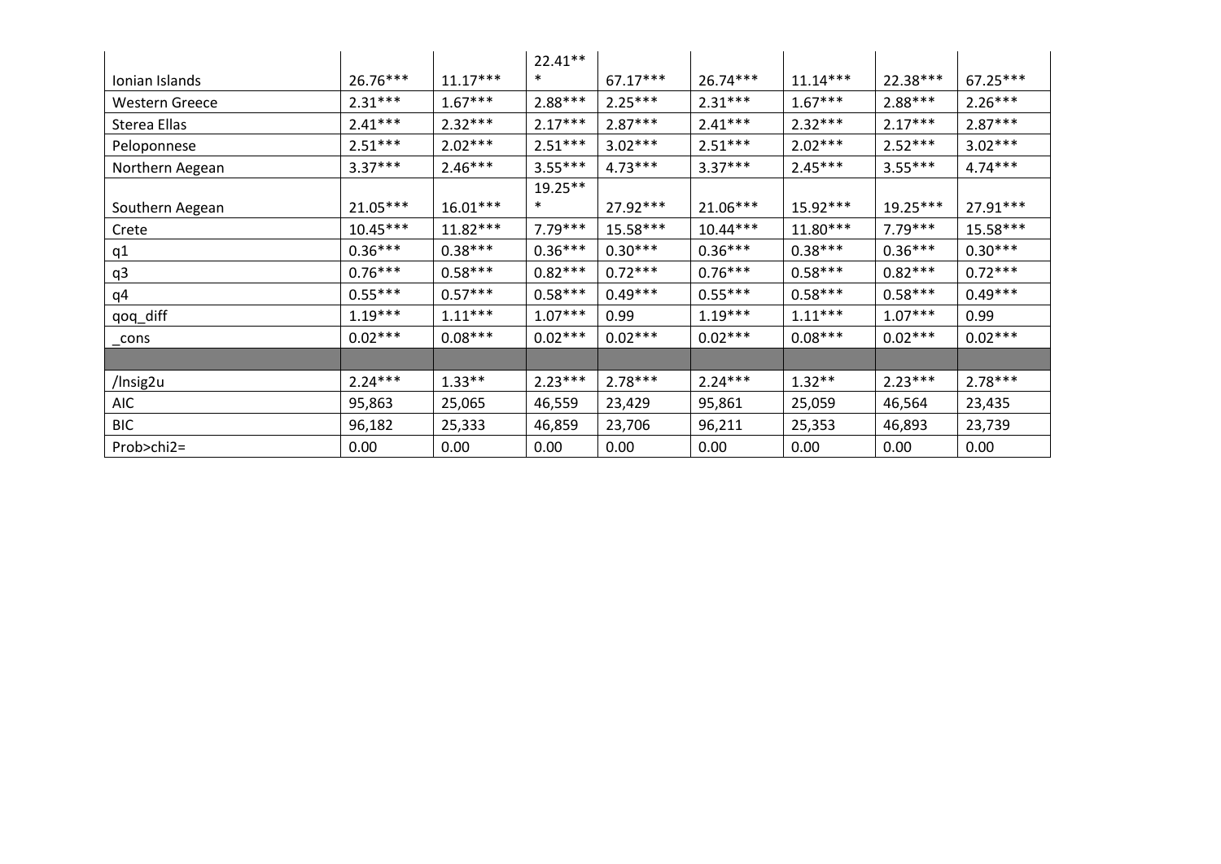| | | | | | | | | |
|---|---|---|---|---|---|---|---|---|
| Ionian Islands | 26.76*** | 11.17*** | 22.41*** | 67.17*** | 26.74*** | 11.14*** | 22.38*** | 67.25*** |
| Western Greece | 2.31*** | 1.67*** | 2.88*** | 2.25*** | 2.31*** | 1.67*** | 2.88*** | 2.26*** |
| Sterea Ellas | 2.41*** | 2.32*** | 2.17*** | 2.87*** | 2.41*** | 2.32*** | 2.17*** | 2.87*** |
| Peloponnese | 2.51*** | 2.02*** | 2.51*** | 3.02*** | 2.51*** | 2.02*** | 2.52*** | 3.02*** |
| Northern Aegean | 3.37*** | 2.46*** | 3.55*** | 4.73*** | 3.37*** | 2.45*** | 3.55*** | 4.74*** |
| Southern Aegean | 21.05*** | 16.01*** | 19.25*** | 27.92*** | 21.06*** | 15.92*** | 19.25*** | 27.91*** |
| Crete | 10.45*** | 11.82*** | 7.79*** | 15.58*** | 10.44*** | 11.80*** | 7.79*** | 15.58*** |
| q1 | 0.36*** | 0.38*** | 0.36*** | 0.30*** | 0.36*** | 0.38*** | 0.36*** | 0.30*** |
| q3 | 0.76*** | 0.58*** | 0.82*** | 0.72*** | 0.76*** | 0.58*** | 0.82*** | 0.72*** |
| q4 | 0.55*** | 0.57*** | 0.58*** | 0.49*** | 0.55*** | 0.58*** | 0.58*** | 0.49*** |
| qoq_diff | 1.19*** | 1.11*** | 1.07*** | 0.99 | 1.19*** | 1.11*** | 1.07*** | 0.99 |
| _cons | 0.02*** | 0.08*** | 0.02*** | 0.02*** | 0.02*** | 0.08*** | 0.02*** | 0.02*** |
| | | | | | | | | |
| /lnsig2u | 2.24*** | 1.33** | 2.23*** | 2.78*** | 2.24*** | 1.32** | 2.23*** | 2.78*** |
| AIC | 95,863 | 25,065 | 46,559 | 23,429 | 95,861 | 25,059 | 46,564 | 23,435 |
| BIC | 96,182 | 25,333 | 46,859 | 23,706 | 96,211 | 25,353 | 46,893 | 23,739 |
| Prob>chi2= | 0.00 | 0.00 | 0.00 | 0.00 | 0.00 | 0.00 | 0.00 | 0.00 |